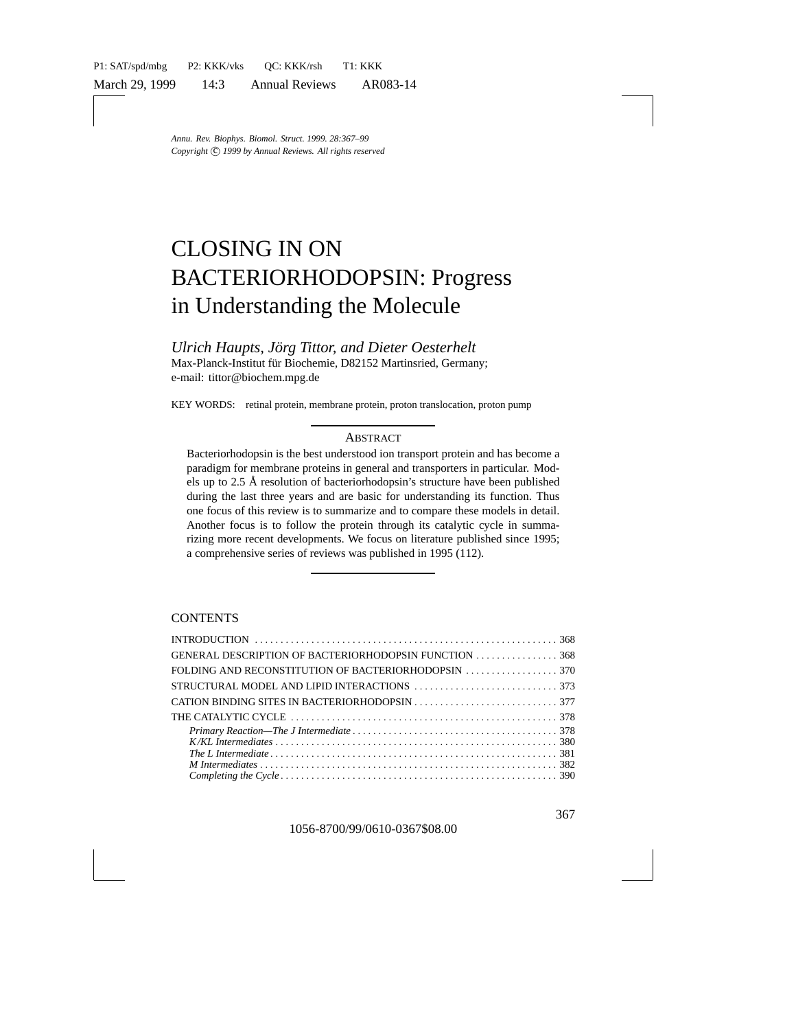*Annu. Rev. Biophys. Biomol. Struct. 1999. 28:367–99*
*Copyright © 1999 by Annual Reviews. All rights reserved*

# CLOSING IN ON BACTERIORHODOPSIN: Progress in Understanding the Molecule

*Ulrich Haupts, Jörg Tittor, and Dieter Oesterhelt*

Max-Planck-Institut für Biochemie, D82152 Martinsried, Germany;
e-mail: tittor@biochem.mpg.de

KEY WORDS: retinal protein, membrane protein, proton translocation, proton pump

## ABSTRACT

Bacteriorhodopsin is the best understood ion transport protein and has become a paradigm for membrane proteins in general and transporters in particular. Models up to 2.5 Å resolution of bacteriorhodopsin's structure have been published during the last three years and are basic for understanding its function. Thus one focus of this review is to summarize and to compare these models in detail. Another focus is to follow the protein through its catalytic cycle in summarizing more recent developments. We focus on literature published since 1995; a comprehensive series of reviews was published in 1995 (112).

## CONTENTS

INTRODUCTION ... 368
GENERAL DESCRIPTION OF BACTERIORHODOPSIN FUNCTION ... 368
FOLDING AND RECONSTITUTION OF BACTERIORHODOPSIN ... 370
STRUCTURAL MODEL AND LIPID INTERACTIONS ... 373
CATION BINDING SITES IN BACTERIORHODOPSIN ... 377
THE CATALYTIC CYCLE ... 378
- *Primary Reaction—The J Intermediate* ... 378
- *K/KL Intermediates* ... 380
- *The L Intermediate* ... 381
- *M Intermediates* ... 382
- *Completing the Cycle* ... 390

1056-8700/99/0610-0367$08.00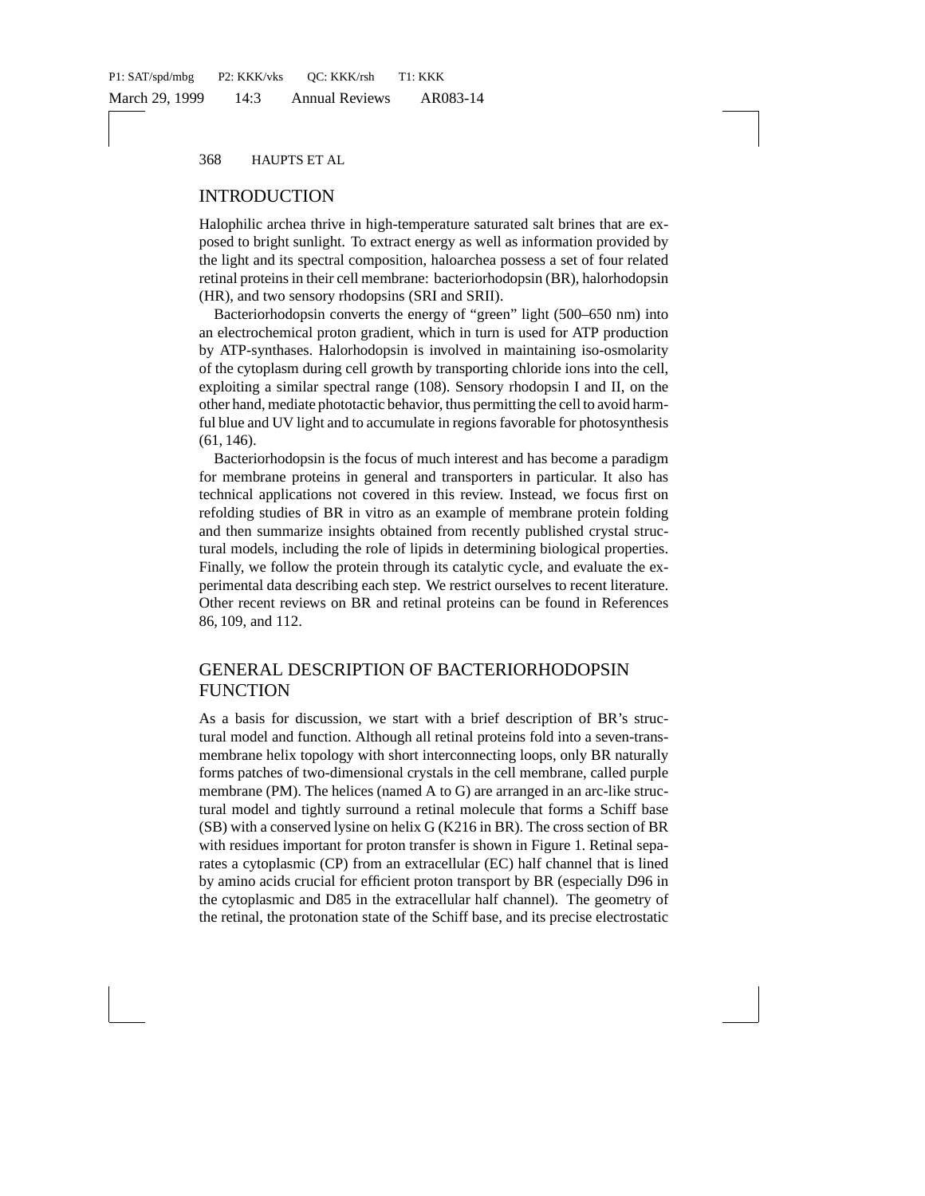## INTRODUCTION

Halophilic archea thrive in high-temperature saturated salt brines that are exposed to bright sunlight. To extract energy as well as information provided by the light and its spectral composition, haloarchea possess a set of four related retinal proteins in their cell membrane: bacteriorhodopsin (BR), halorhodopsin (HR), and two sensory rhodopsins (SRI and SRII).

Bacteriorhodopsin converts the energy of "green" light (500–650 nm) into an electrochemical proton gradient, which in turn is used for ATP production by ATP-synthases. Halorhodopsin is involved in maintaining iso-osmolarity of the cytoplasm during cell growth by transporting chloride ions into the cell, exploiting a similar spectral range (108). Sensory rhodopsin I and II, on the other hand, mediate phototactic behavior, thus permitting the cell to avoid harmful blue and UV light and to accumulate in regions favorable for photosynthesis (61, 146).

Bacteriorhodopsin is the focus of much interest and has become a paradigm for membrane proteins in general and transporters in particular. It also has technical applications not covered in this review. Instead, we focus first on refolding studies of BR in vitro as an example of membrane protein folding and then summarize insights obtained from recently published crystal structural models, including the role of lipids in determining biological properties. Finally, we follow the protein through its catalytic cycle, and evaluate the experimental data describing each step. We restrict ourselves to recent literature. Other recent reviews on BR and retinal proteins can be found in References 86, 109, and 112.

## GENERAL DESCRIPTION OF BACTERIORHODOPSIN FUNCTION

As a basis for discussion, we start with a brief description of BR's structural model and function. Although all retinal proteins fold into a seven-transmembrane helix topology with short interconnecting loops, only BR naturally forms patches of two-dimensional crystals in the cell membrane, called purple membrane (PM). The helices (named A to G) are arranged in an arc-like structural model and tightly surround a retinal molecule that forms a Schiff base (SB) with a conserved lysine on helix G (K216 in BR). The cross section of BR with residues important for proton transfer is shown in Figure 1. Retinal separates a cytoplasmic (CP) from an extracellular (EC) half channel that is lined by amino acids crucial for efficient proton transport by BR (especially D96 in the cytoplasmic and D85 in the extracellular half channel). The geometry of the retinal, the protonation state of the Schiff base, and its precise electrostatic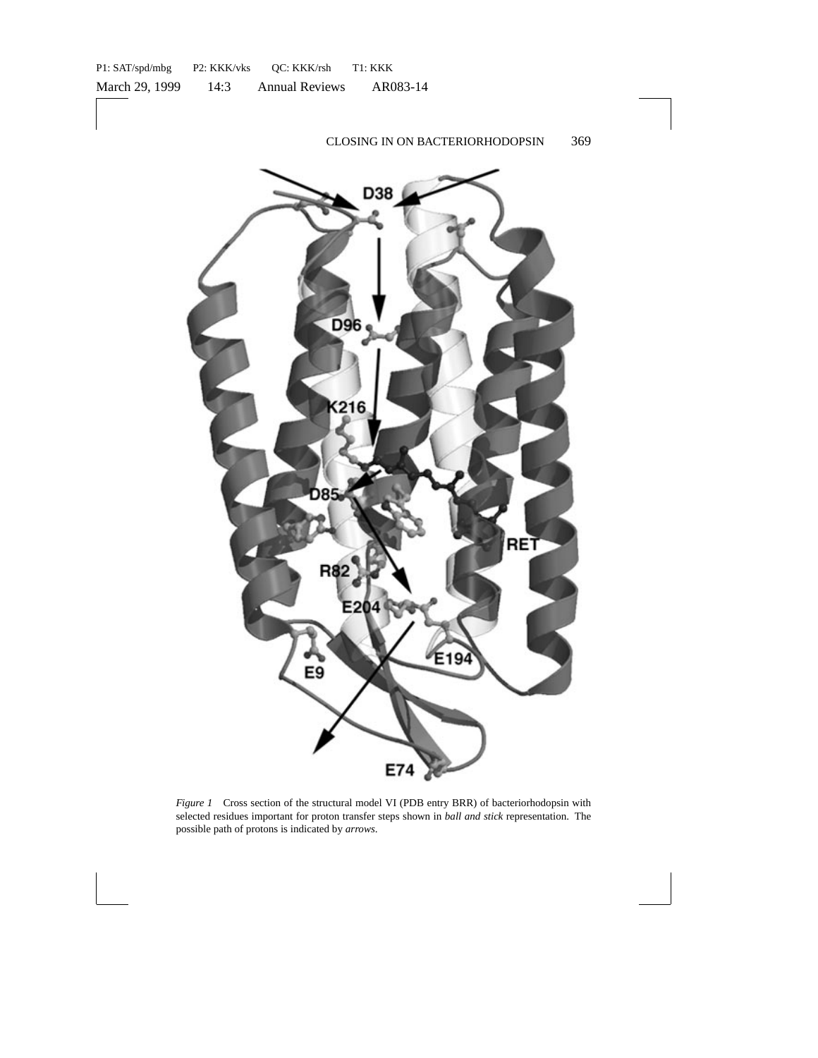*Figure 1* Cross section of the structural model VI (PDB entry BRR) of bacteriorhodopsin with selected residues important for proton transfer steps shown in *ball and stick* representation. The possible path of protons is indicated by *arrows*.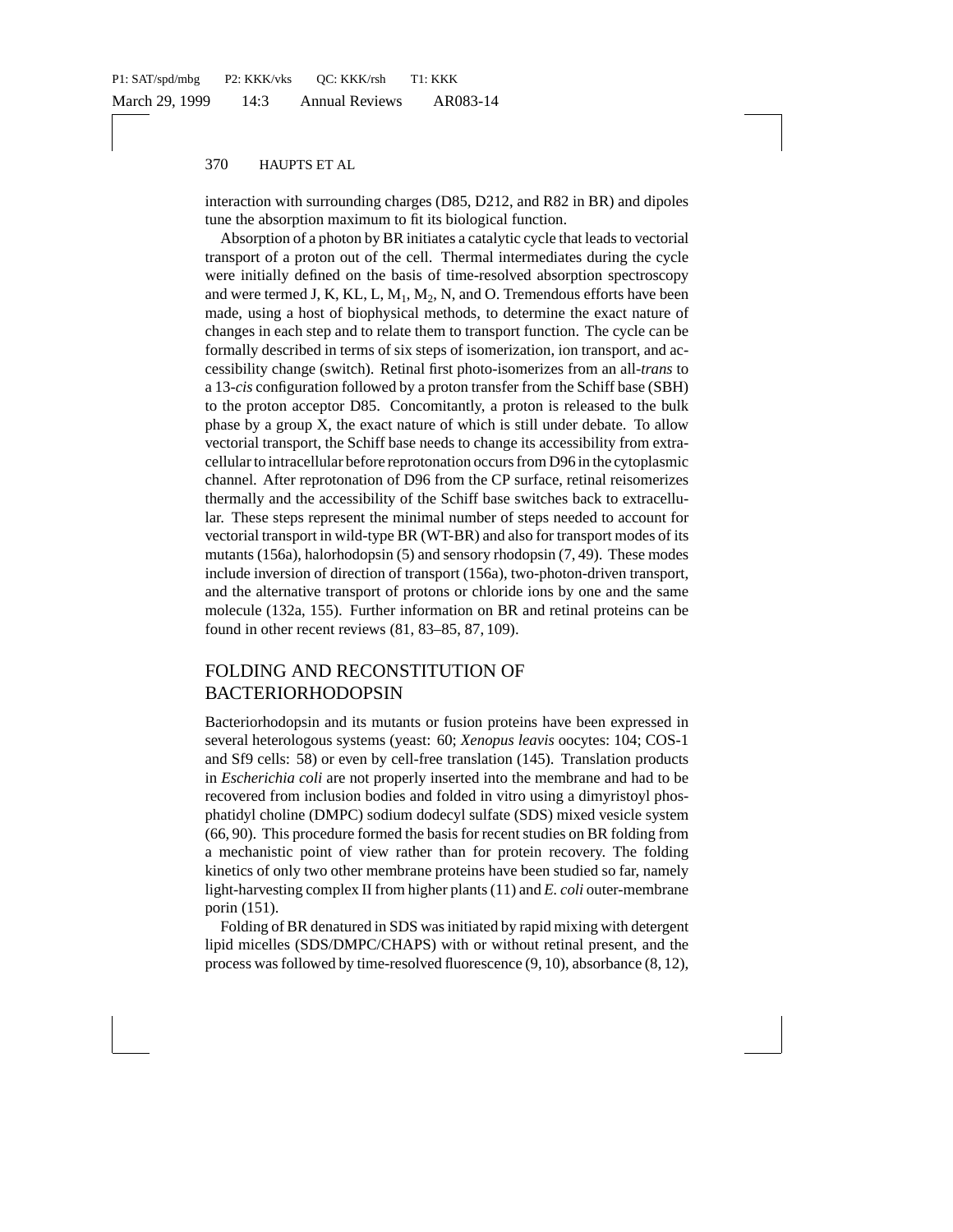interaction with surrounding charges (D85, D212, and R82 in BR) and dipoles tune the absorption maximum to fit its biological function.

Absorption of a photon by BR initiates a catalytic cycle that leads to vectorial transport of a proton out of the cell. Thermal intermediates during the cycle were initially defined on the basis of time-resolved absorption spectroscopy and were termed J, K, KL, L, $M_1$, $M_2$, N, and O. Tremendous efforts have been made, using a host of biophysical methods, to determine the exact nature of changes in each step and to relate them to transport function. The cycle can be formally described in terms of six steps of isomerization, ion transport, and accessibility change (switch). Retinal first photo-isomerizes from an all-*trans* to a 13-*cis* configuration followed by a proton transfer from the Schiff base (SBH) to the proton acceptor D85. Concomitantly, a proton is released to the bulk phase by a group X, the exact nature of which is still under debate. To allow vectorial transport, the Schiff base needs to change its accessibility from extracellular to intracellular before reprotonation occurs from D96 in the cytoplasmic channel. After reprotonation of D96 from the CP surface, retinal reisomerizes thermally and the accessibility of the Schiff base switches back to extracellular. These steps represent the minimal number of steps needed to account for vectorial transport in wild-type BR (WT-BR) and also for transport modes of its mutants (156a), halorhodopsin (5) and sensory rhodopsin (7, 49). These modes include inversion of direction of transport (156a), two-photon-driven transport, and the alternative transport of protons or chloride ions by one and the same molecule (132a, 155). Further information on BR and retinal proteins can be found in other recent reviews (81, 83–85, 87, 109).

## FOLDING AND RECONSTITUTION OF BACTERIORHODOPSIN

Bacteriorhodopsin and its mutants or fusion proteins have been expressed in several heterologous systems (yeast: 60; *Xenopus leavis* oocytes: 104; COS-1 and Sf9 cells: 58) or even by cell-free translation (145). Translation products in *Escherichia coli* are not properly inserted into the membrane and had to be recovered from inclusion bodies and folded in vitro using a dimyristoyl phosphatidyl choline (DMPC) sodium dodecyl sulfate (SDS) mixed vesicle system (66, 90). This procedure formed the basis for recent studies on BR folding from a mechanistic point of view rather than for protein recovery. The folding kinetics of only two other membrane proteins have been studied so far, namely light-harvesting complex II from higher plants (11) and *E. coli* outer-membrane porin (151).

Folding of BR denatured in SDS was initiated by rapid mixing with detergent lipid micelles (SDS/DMPC/CHAPS) with or without retinal present, and the process was followed by time-resolved fluorescence (9, 10), absorbance (8, 12),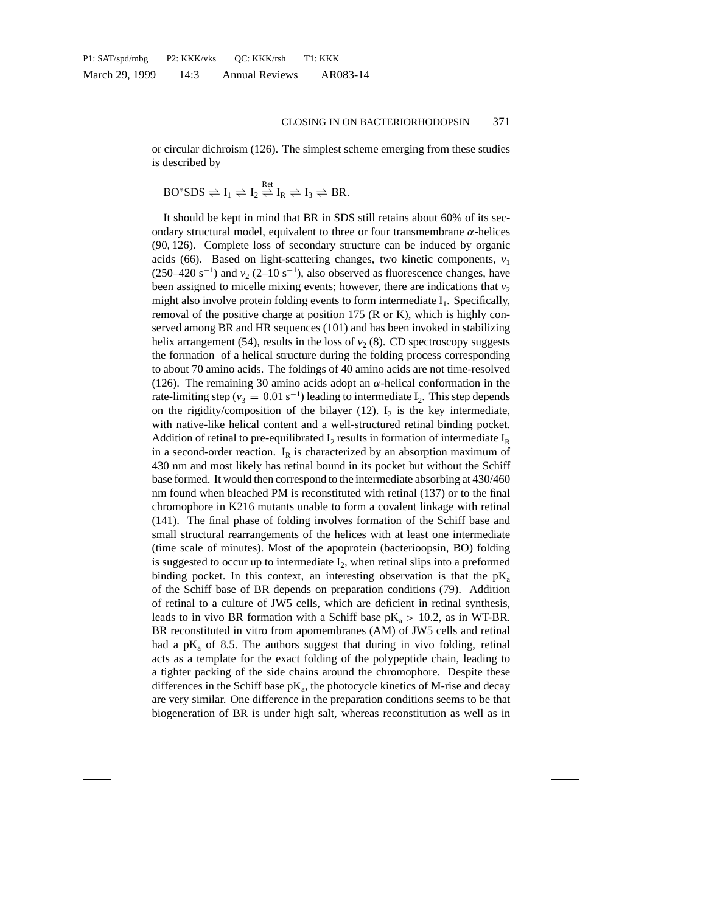or circular dichroism (126). The simplest scheme emerging from these studies is described by

$$\mathrm{BO^{*}SDS} \rightleftharpoons \mathrm{I_1} \rightleftharpoons \mathrm{I_2} \overset{\mathrm{Ret}}{\rightleftharpoons} \mathrm{I_R} \rightleftharpoons \mathrm{I_3} \rightleftharpoons \mathrm{BR}.$$

It should be kept in mind that BR in SDS still retains about 60% of its secondary structural model, equivalent to three or four transmembrane $\alpha$-helices (90, 126). Complete loss of secondary structure can be induced by organic acids (66). Based on light-scattering changes, two kinetic components, $v_1$ (250–420 $s^{-1}$) and $v_2$ (2–10 $s^{-1}$), also observed as fluorescence changes, have been assigned to micelle mixing events; however, there are indications that $v_2$ might also involve protein folding events to form intermediate $I_1$. Specifically, removal of the positive charge at position 175 (R or K), which is highly conserved among BR and HR sequences (101) and has been invoked in stabilizing helix arrangement (54), results in the loss of $v_2$ (8). CD spectroscopy suggests the formation of a helical structure during the folding process corresponding to about 70 amino acids. The foldings of 40 amino acids are not time-resolved (126). The remaining 30 amino acids adopt an $\alpha$-helical conformation in the rate-limiting step ($v_3 = 0.01\ s^{-1}$) leading to intermediate $I_2$. This step depends on the rigidity/composition of the bilayer (12). $I_2$ is the key intermediate, with native-like helical content and a well-structured retinal binding pocket. Addition of retinal to pre-equilibrated $I_2$ results in formation of intermediate $I_R$ in a second-order reaction. $I_R$ is characterized by an absorption maximum of 430 nm and most likely has retinal bound in its pocket but without the Schiff base formed. It would then correspond to the intermediate absorbing at 430/460 nm found when bleached PM is reconstituted with retinal (137) or to the final chromophore in K216 mutants unable to form a covalent linkage with retinal (141). The final phase of folding involves formation of the Schiff base and small structural rearrangements of the helices with at least one intermediate (time scale of minutes). Most of the apoprotein (bacterioopsin, BO) folding is suggested to occur up to intermediate $I_2$, when retinal slips into a preformed binding pocket. In this context, an interesting observation is that the $pK_a$ of the Schiff base of BR depends on preparation conditions (79). Addition of retinal to a culture of JW5 cells, which are deficient in retinal synthesis, leads to in vivo BR formation with a Schiff base $pK_a > 10.2$, as in WT-BR. BR reconstituted in vitro from apomembranes (AM) of JW5 cells and retinal had a $pK_a$ of 8.5. The authors suggest that during in vivo folding, retinal acts as a template for the exact folding of the polypeptide chain, leading to a tighter packing of the side chains around the chromophore. Despite these differences in the Schiff base $pK_a$, the photocycle kinetics of M-rise and decay are very similar. One difference in the preparation conditions seems to be that biogeneration of BR is under high salt, whereas reconstitution as well as in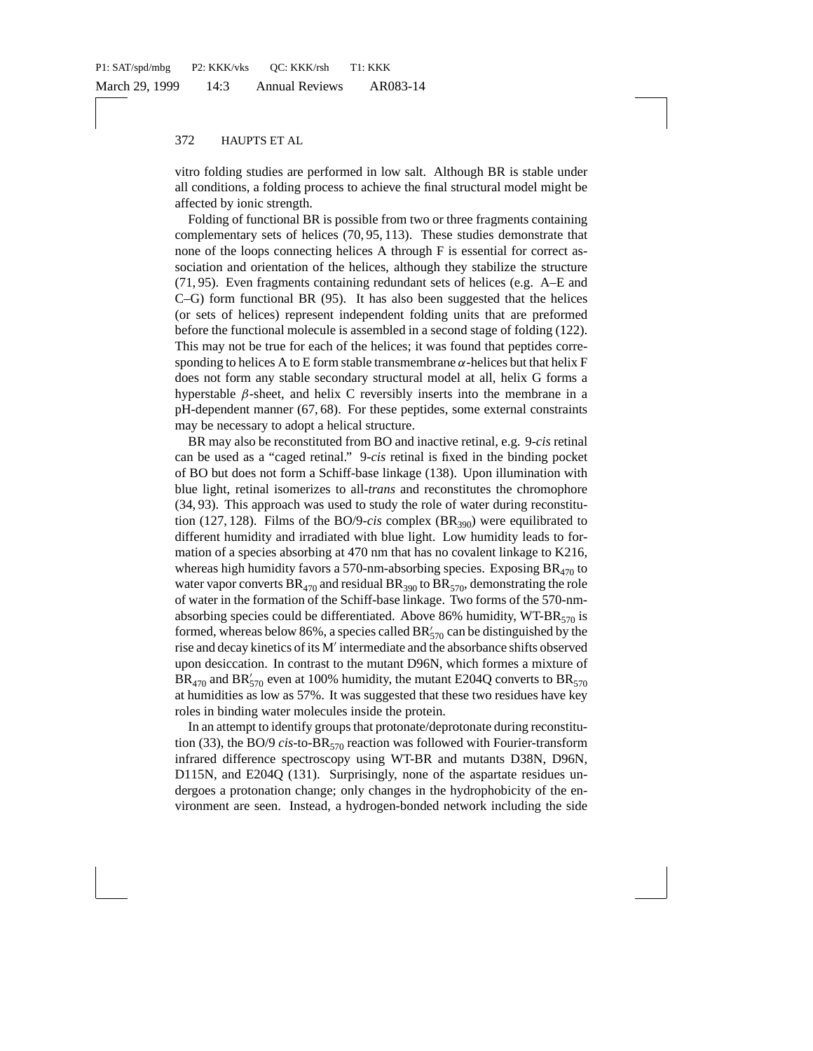vitro folding studies are performed in low salt. Although BR is stable under all conditions, a folding process to achieve the final structural model might be affected by ionic strength.

Folding of functional BR is possible from two or three fragments containing complementary sets of helices (70, 95, 113). These studies demonstrate that none of the loops connecting helices A through F is essential for correct association and orientation of the helices, although they stabilize the structure (71, 95). Even fragments containing redundant sets of helices (e.g. A–E and C–G) form functional BR (95). It has also been suggested that the helices (or sets of helices) represent independent folding units that are preformed before the functional molecule is assembled in a second stage of folding (122). This may not be true for each of the helices; it was found that peptides corresponding to helices A to E form stable transmembrane $\alpha$-helices but that helix F does not form any stable secondary structural model at all, helix G forms a hyperstable $\beta$-sheet, and helix C reversibly inserts into the membrane in a pH-dependent manner (67, 68). For these peptides, some external constraints may be necessary to adopt a helical structure.

BR may also be reconstituted from BO and inactive retinal, e.g. 9-*cis* retinal can be used as a "caged retinal." 9-*cis* retinal is fixed in the binding pocket of BO but does not form a Schiff-base linkage (138). Upon illumination with blue light, retinal isomerizes to all-*trans* and reconstitutes the chromophore (34, 93). This approach was used to study the role of water during reconstitution (127, 128). Films of the BO/9-*cis* complex ($BR_{390}$) were equilibrated to different humidity and irradiated with blue light. Low humidity leads to formation of a species absorbing at 470 nm that has no covalent linkage to K216, whereas high humidity favors a 570-nm-absorbing species. Exposing $BR_{470}$ to water vapor converts $BR_{470}$ and residual $BR_{390}$ to $BR_{570}$, demonstrating the role of water in the formation of the Schiff-base linkage. Two forms of the 570-nm-absorbing species could be differentiated. Above 86% humidity, WT-$BR_{570}$ is formed, whereas below 86%, a species called $BR'_{570}$ can be distinguished by the rise and decay kinetics of its M′ intermediate and the absorbance shifts observed upon desiccation. In contrast to the mutant D96N, which formes a mixture of $BR_{470}$ and $BR'_{570}$ even at 100% humidity, the mutant E204Q converts to $BR_{570}$ at humidities as low as 57%. It was suggested that these two residues have key roles in binding water molecules inside the protein.

In an attempt to identify groups that protonate/deprotonate during reconstitution (33), the BO/9 *cis*-to-$BR_{570}$ reaction was followed with Fourier-transform infrared difference spectroscopy using WT-BR and mutants D38N, D96N, D115N, and E204Q (131). Surprisingly, none of the aspartate residues undergoes a protonation change; only changes in the hydrophobicity of the environment are seen. Instead, a hydrogen-bonded network including the side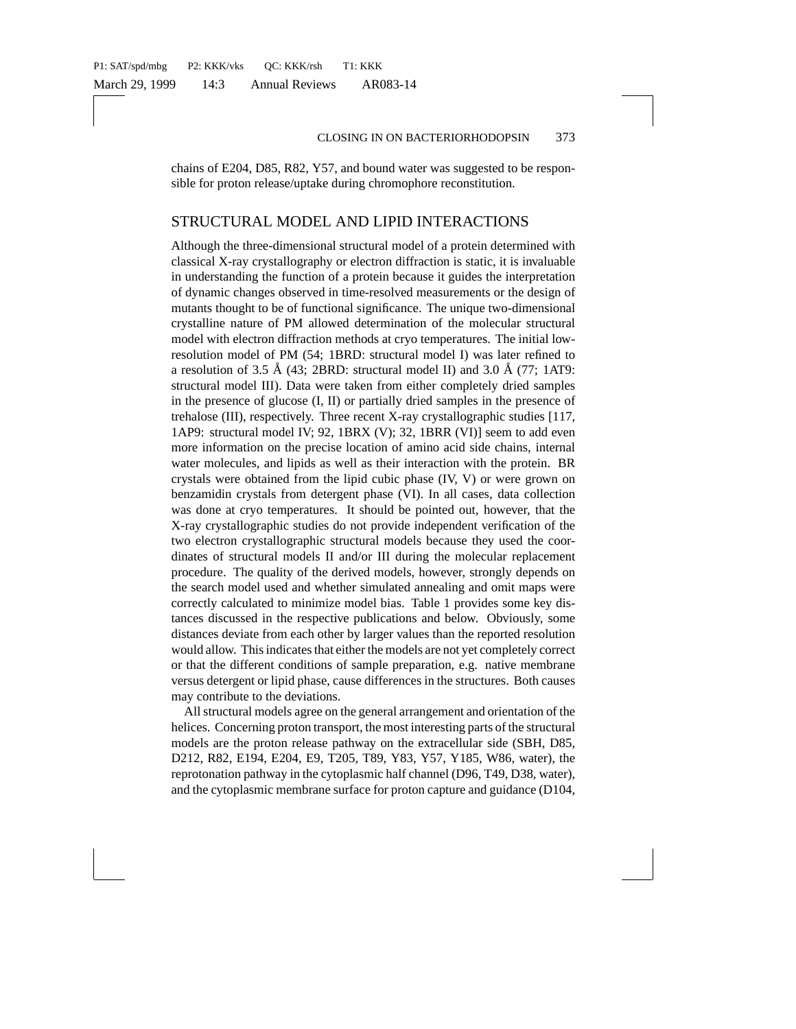chains of E204, D85, R82, Y57, and bound water was suggested to be responsible for proton release/uptake during chromophore reconstitution.

## STRUCTURAL MODEL AND LIPID INTERACTIONS

Although the three-dimensional structural model of a protein determined with classical X-ray crystallography or electron diffraction is static, it is invaluable in understanding the function of a protein because it guides the interpretation of dynamic changes observed in time-resolved measurements or the design of mutants thought to be of functional significance. The unique two-dimensional crystalline nature of PM allowed determination of the molecular structural model with electron diffraction methods at cryo temperatures. The initial low-resolution model of PM (54; 1BRD: structural model I) was later refined to a resolution of 3.5 Å (43; 2BRD: structural model II) and 3.0 Å (77; 1AT9: structural model III). Data were taken from either completely dried samples in the presence of glucose (I, II) or partially dried samples in the presence of trehalose (III), respectively. Three recent X-ray crystallographic studies [117, 1AP9: structural model IV; 92, 1BRX (V); 32, 1BRR (VI)] seem to add even more information on the precise location of amino acid side chains, internal water molecules, and lipids as well as their interaction with the protein. BR crystals were obtained from the lipid cubic phase (IV, V) or were grown on benzamidin crystals from detergent phase (VI). In all cases, data collection was done at cryo temperatures. It should be pointed out, however, that the X-ray crystallographic studies do not provide independent verification of the two electron crystallographic structural models because they used the coordinates of structural models II and/or III during the molecular replacement procedure. The quality of the derived models, however, strongly depends on the search model used and whether simulated annealing and omit maps were correctly calculated to minimize model bias. Table 1 provides some key distances discussed in the respective publications and below. Obviously, some distances deviate from each other by larger values than the reported resolution would allow. This indicates that either the models are not yet completely correct or that the different conditions of sample preparation, e.g. native membrane versus detergent or lipid phase, cause differences in the structures. Both causes may contribute to the deviations.

All structural models agree on the general arrangement and orientation of the helices. Concerning proton transport, the most interesting parts of the structural models are the proton release pathway on the extracellular side (SBH, D85, D212, R82, E194, E204, E9, T205, T89, Y83, Y57, Y185, W86, water), the reprotonation pathway in the cytoplasmic half channel (D96, T49, D38, water), and the cytoplasmic membrane surface for proton capture and guidance (D104,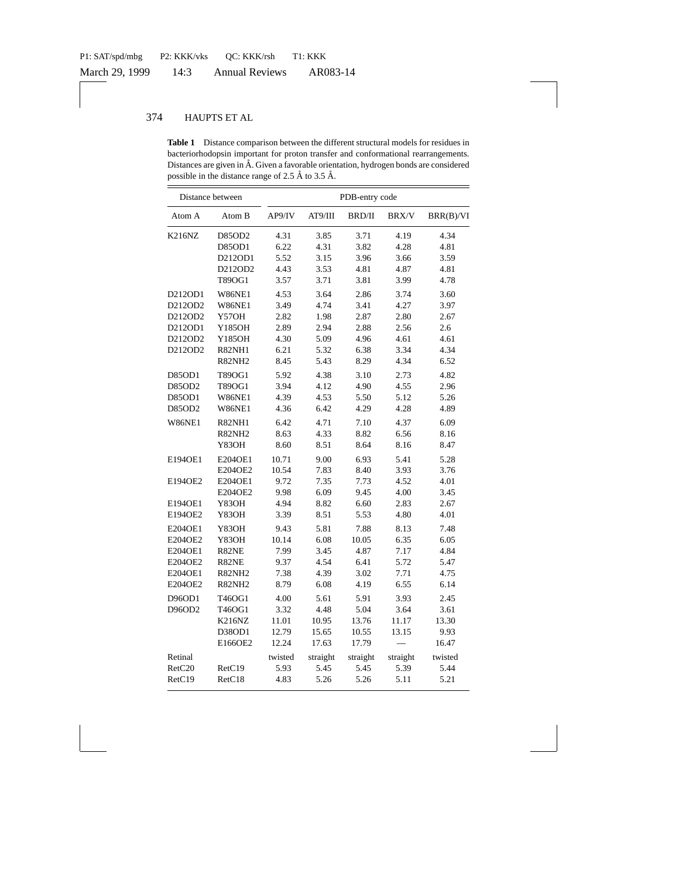**Table 1** Distance comparison between the different structural models for residues in bacteriorhodopsin important for proton transfer and conformational rearrangements. Distances are given in Å. Given a favorable orientation, hydrogen bonds are considered possible in the distance range of 2.5 Å to 3.5 Å.

| Distance between | | PDB-entry code | | | | |
|---|---|---|---|---|---|---|
| Atom A | Atom B | AP9/IV | AT9/III | BRD/II | BRX/V | BRR(B)/VI |
| K216NZ | D85OD2 | 4.31 | 3.85 | 3.71 | 4.19 | 4.34 |
| | D85OD1 | 6.22 | 4.31 | 3.82 | 4.28 | 4.81 |
| | D212OD1 | 5.52 | 3.15 | 3.96 | 3.66 | 3.59 |
| | D212OD2 | 4.43 | 3.53 | 4.81 | 4.87 | 4.81 |
| | T89OG1 | 3.57 | 3.71 | 3.81 | 3.99 | 4.78 |
| D212OD1 | W86NE1 | 4.53 | 3.64 | 2.86 | 3.74 | 3.60 |
| D212OD2 | W86NE1 | 3.49 | 4.74 | 3.41 | 4.27 | 3.97 |
| D212OD2 | Y57OH | 2.82 | 1.98 | 2.87 | 2.80 | 2.67 |
| D212OD1 | Y185OH | 2.89 | 2.94 | 2.88 | 2.56 | 2.6 |
| D212OD2 | Y185OH | 4.30 | 5.09 | 4.96 | 4.61 | 4.61 |
| D212OD2 | R82NH1 | 6.21 | 5.32 | 6.38 | 3.34 | 4.34 |
| | R82NH2 | 8.45 | 5.43 | 8.29 | 4.34 | 6.52 |
| D85OD1 | T89OG1 | 5.92 | 4.38 | 3.10 | 2.73 | 4.82 |
| D85OD2 | T89OG1 | 3.94 | 4.12 | 4.90 | 4.55 | 2.96 |
| D85OD1 | W86NE1 | 4.39 | 4.53 | 5.50 | 5.12 | 5.26 |
| D85OD2 | W86NE1 | 4.36 | 6.42 | 4.29 | 4.28 | 4.89 |
| W86NE1 | R82NH1 | 6.42 | 4.71 | 7.10 | 4.37 | 6.09 |
| | R82NH2 | 8.63 | 4.33 | 8.82 | 6.56 | 8.16 |
| | Y83OH | 8.60 | 8.51 | 8.64 | 8.16 | 8.47 |
| E194OE1 | E204OE1 | 10.71 | 9.00 | 6.93 | 5.41 | 5.28 |
| | E204OE2 | 10.54 | 7.83 | 8.40 | 3.93 | 3.76 |
| E194OE2 | E204OE1 | 9.72 | 7.35 | 7.73 | 4.52 | 4.01 |
| | E204OE2 | 9.98 | 6.09 | 9.45 | 4.00 | 3.45 |
| E194OE1 | Y83OH | 4.94 | 8.82 | 6.60 | 2.83 | 2.67 |
| E194OE2 | Y83OH | 3.39 | 8.51 | 5.53 | 4.80 | 4.01 |
| E204OE1 | Y83OH | 9.43 | 5.81 | 7.88 | 8.13 | 7.48 |
| E204OE2 | Y83OH | 10.14 | 6.08 | 10.05 | 6.35 | 6.05 |
| E204OE1 | R82NE | 7.99 | 3.45 | 4.87 | 7.17 | 4.84 |
| E204OE2 | R82NE | 9.37 | 4.54 | 6.41 | 5.72 | 5.47 |
| E204OE1 | R82NH2 | 7.38 | 4.39 | 3.02 | 7.71 | 4.75 |
| E204OE2 | R82NH2 | 8.79 | 6.08 | 4.19 | 6.55 | 6.14 |
| D96OD1 | T46OG1 | 4.00 | 5.61 | 5.91 | 3.93 | 2.45 |
| D96OD2 | T46OG1 | 3.32 | 4.48 | 5.04 | 3.64 | 3.61 |
| | K216NZ | 11.01 | 10.95 | 13.76 | 11.17 | 13.30 |
| | D38OD1 | 12.79 | 15.65 | 10.55 | 13.15 | 9.93 |
| | E166OE2 | 12.24 | 17.63 | 17.79 | — | 16.47 |
| Retinal | | twisted | straight | straight | straight | twisted |
| RetC20 | RetC19 | 5.93 | 5.45 | 5.45 | 5.39 | 5.44 |
| RetC19 | RetC18 | 4.83 | 5.26 | 5.26 | 5.11 | 5.21 |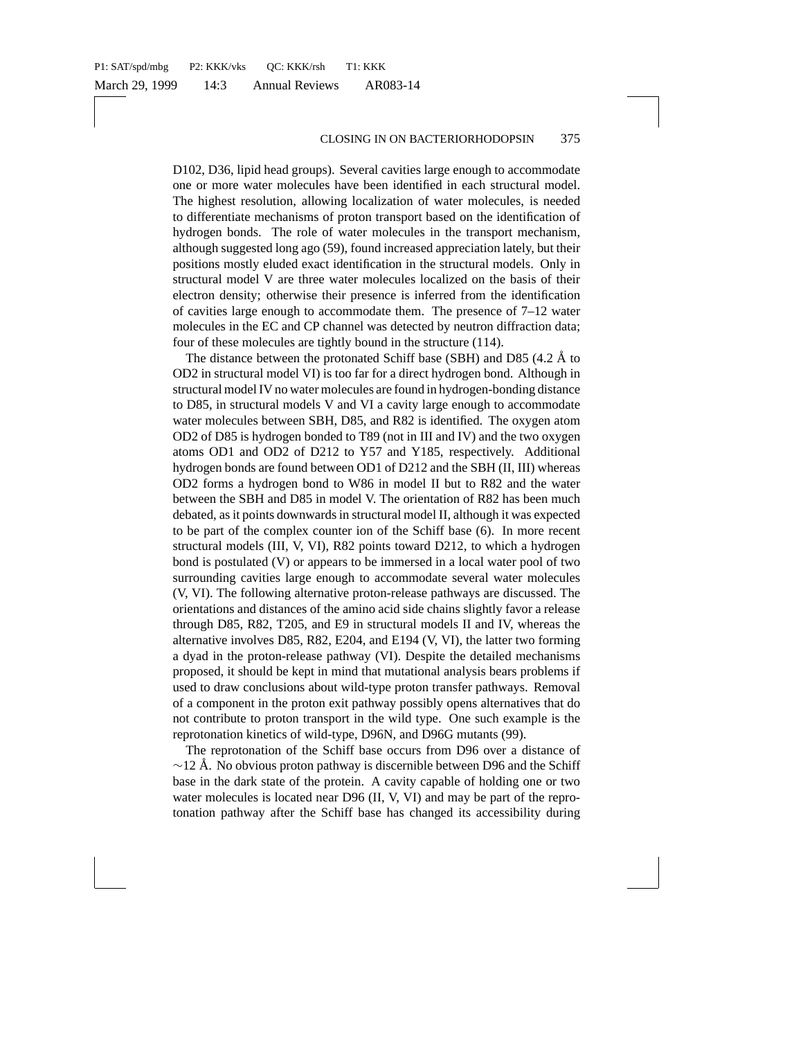D102, D36, lipid head groups). Several cavities large enough to accommodate one or more water molecules have been identified in each structural model. The highest resolution, allowing localization of water molecules, is needed to differentiate mechanisms of proton transport based on the identification of hydrogen bonds. The role of water molecules in the transport mechanism, although suggested long ago (59), found increased appreciation lately, but their positions mostly eluded exact identification in the structural models. Only in structural model V are three water molecules localized on the basis of their electron density; otherwise their presence is inferred from the identification of cavities large enough to accommodate them. The presence of 7–12 water molecules in the EC and CP channel was detected by neutron diffraction data; four of these molecules are tightly bound in the structure (114).

The distance between the protonated Schiff base (SBH) and D85 (4.2 Å to OD2 in structural model VI) is too far for a direct hydrogen bond. Although in structural model IV no water molecules are found in hydrogen-bonding distance to D85, in structural models V and VI a cavity large enough to accommodate water molecules between SBH, D85, and R82 is identified. The oxygen atom OD2 of D85 is hydrogen bonded to T89 (not in III and IV) and the two oxygen atoms OD1 and OD2 of D212 to Y57 and Y185, respectively. Additional hydrogen bonds are found between OD1 of D212 and the SBH (II, III) whereas OD2 forms a hydrogen bond to W86 in model II but to R82 and the water between the SBH and D85 in model V. The orientation of R82 has been much debated, as it points downwards in structural model II, although it was expected to be part of the complex counter ion of the Schiff base (6). In more recent structural models (III, V, VI), R82 points toward D212, to which a hydrogen bond is postulated (V) or appears to be immersed in a local water pool of two surrounding cavities large enough to accommodate several water molecules (V, VI). The following alternative proton-release pathways are discussed. The orientations and distances of the amino acid side chains slightly favor a release through D85, R82, T205, and E9 in structural models II and IV, whereas the alternative involves D85, R82, E204, and E194 (V, VI), the latter two forming a dyad in the proton-release pathway (VI). Despite the detailed mechanisms proposed, it should be kept in mind that mutational analysis bears problems if used to draw conclusions about wild-type proton transfer pathways. Removal of a component in the proton exit pathway possibly opens alternatives that do not contribute to proton transport in the wild type. One such example is the reprotonation kinetics of wild-type, D96N, and D96G mutants (99).

The reprotonation of the Schiff base occurs from D96 over a distance of ~12 Å. No obvious proton pathway is discernible between D96 and the Schiff base in the dark state of the protein. A cavity capable of holding one or two water molecules is located near D96 (II, V, VI) and may be part of the reprotonation pathway after the Schiff base has changed its accessibility during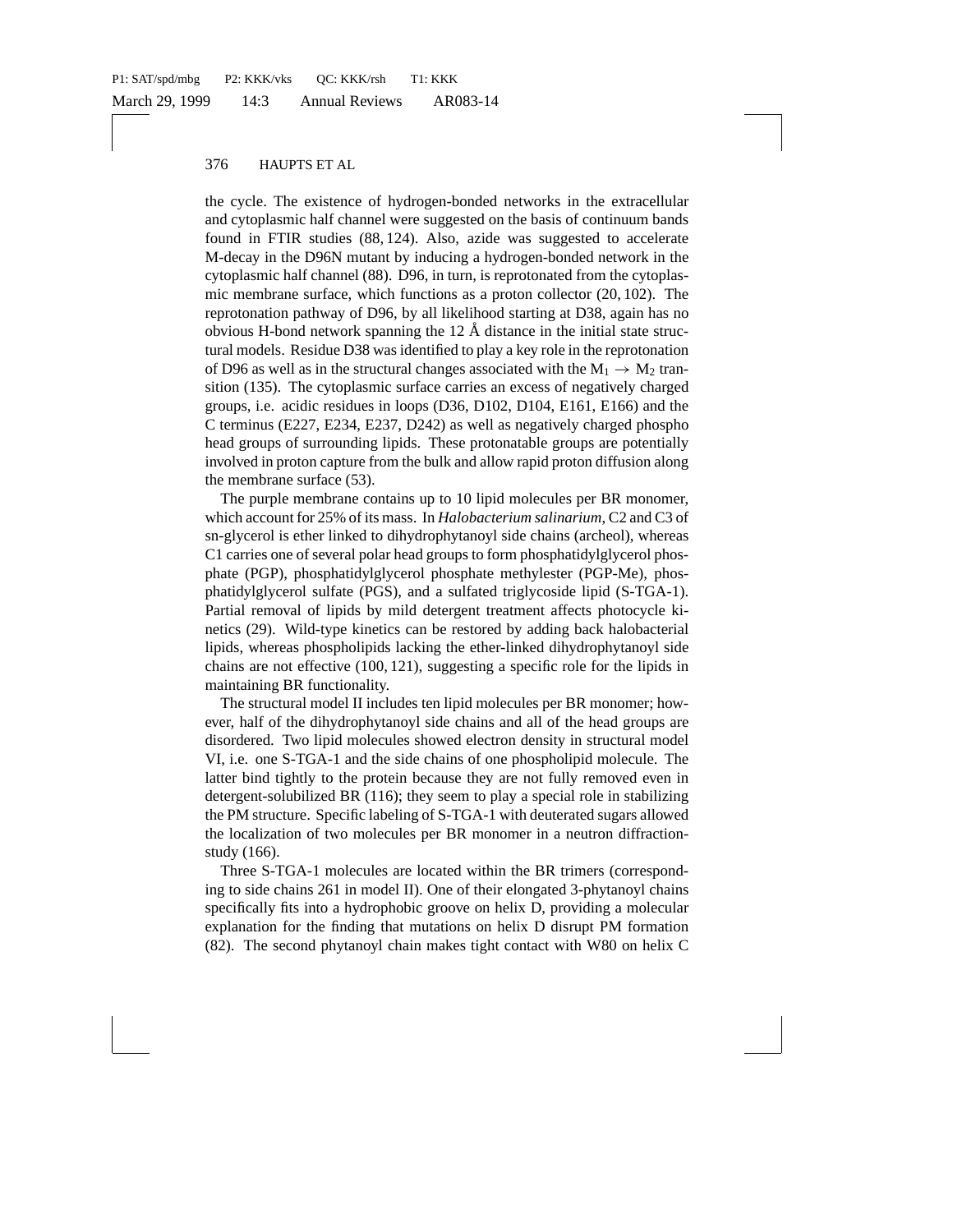the cycle. The existence of hydrogen-bonded networks in the extracellular and cytoplasmic half channel were suggested on the basis of continuum bands found in FTIR studies (88, 124). Also, azide was suggested to accelerate M-decay in the D96N mutant by inducing a hydrogen-bonded network in the cytoplasmic half channel (88). D96, in turn, is reprotonated from the cytoplasmic membrane surface, which functions as a proton collector (20, 102). The reprotonation pathway of D96, by all likelihood starting at D38, again has no obvious H-bond network spanning the 12 Å distance in the initial state structural models. Residue D38 was identified to play a key role in the reprotonation of D96 as well as in the structural changes associated with the $M_1 \rightarrow M_2$ transition (135). The cytoplasmic surface carries an excess of negatively charged groups, i.e. acidic residues in loops (D36, D102, D104, E161, E166) and the C terminus (E227, E234, E237, D242) as well as negatively charged phospho head groups of surrounding lipids. These protonatable groups are potentially involved in proton capture from the bulk and allow rapid proton diffusion along the membrane surface (53).

The purple membrane contains up to 10 lipid molecules per BR monomer, which account for 25% of its mass. In *Halobacterium salinarium*, C2 and C3 of sn-glycerol is ether linked to dihydrophytanoyl side chains (archeol), whereas C1 carries one of several polar head groups to form phosphatidylglycerol phosphate (PGP), phosphatidylglycerol phosphate methylester (PGP-Me), phosphatidylglycerol sulfate (PGS), and a sulfated triglycoside lipid (S-TGA-1). Partial removal of lipids by mild detergent treatment affects photocycle kinetics (29). Wild-type kinetics can be restored by adding back halobacterial lipids, whereas phospholipids lacking the ether-linked dihydrophytanoyl side chains are not effective (100, 121), suggesting a specific role for the lipids in maintaining BR functionality.

The structural model II includes ten lipid molecules per BR monomer; however, half of the dihydrophytanoyl side chains and all of the head groups are disordered. Two lipid molecules showed electron density in structural model VI, i.e. one S-TGA-1 and the side chains of one phospholipid molecule. The latter bind tightly to the protein because they are not fully removed even in detergent-solubilized BR (116); they seem to play a special role in stabilizing the PM structure. Specific labeling of S-TGA-1 with deuterated sugars allowed the localization of two molecules per BR monomer in a neutron diffraction-study (166).

Three S-TGA-1 molecules are located within the BR trimers (corresponding to side chains 261 in model II). One of their elongated 3-phytanoyl chains specifically fits into a hydrophobic groove on helix D, providing a molecular explanation for the finding that mutations on helix D disrupt PM formation (82). The second phytanoyl chain makes tight contact with W80 on helix C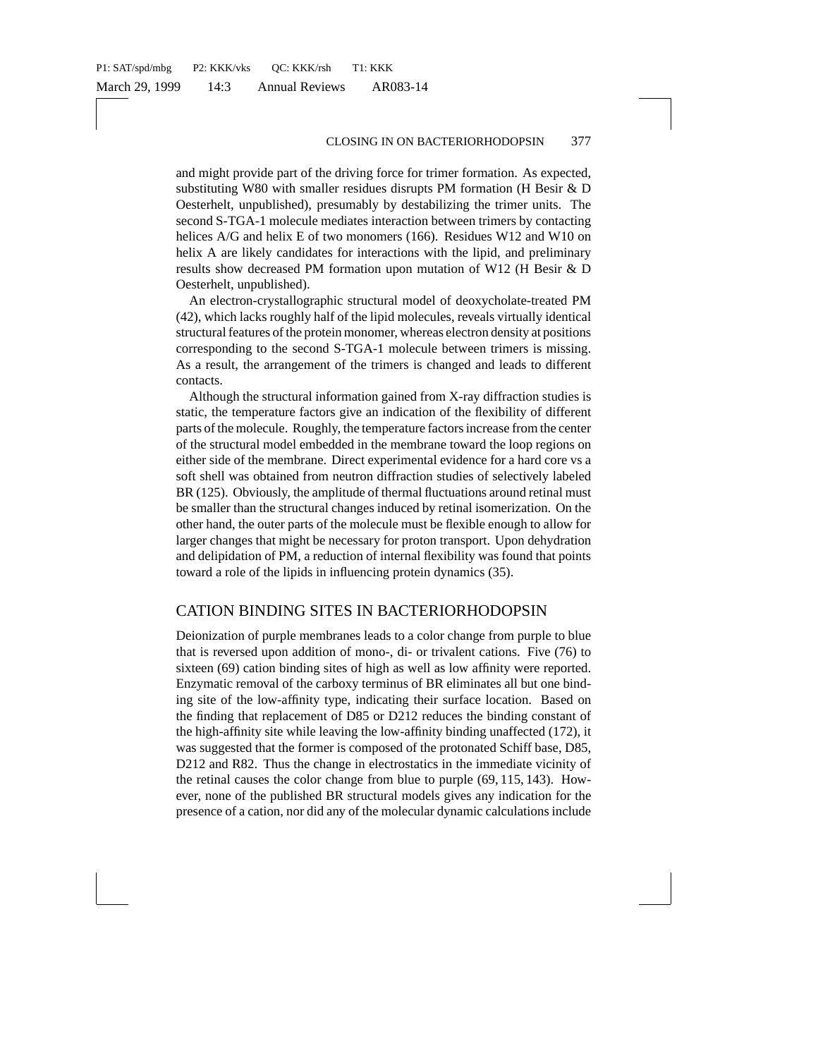and might provide part of the driving force for trimer formation. As expected, substituting W80 with smaller residues disrupts PM formation (H Besir & D Oesterhelt, unpublished), presumably by destabilizing the trimer units. The second S-TGA-1 molecule mediates interaction between trimers by contacting helices A/G and helix E of two monomers (166). Residues W12 and W10 on helix A are likely candidates for interactions with the lipid, and preliminary results show decreased PM formation upon mutation of W12 (H Besir & D Oesterhelt, unpublished).

An electron-crystallographic structural model of deoxycholate-treated PM (42), which lacks roughly half of the lipid molecules, reveals virtually identical structural features of the protein monomer, whereas electron density at positions corresponding to the second S-TGA-1 molecule between trimers is missing. As a result, the arrangement of the trimers is changed and leads to different contacts.

Although the structural information gained from X-ray diffraction studies is static, the temperature factors give an indication of the flexibility of different parts of the molecule. Roughly, the temperature factors increase from the center of the structural model embedded in the membrane toward the loop regions on either side of the membrane. Direct experimental evidence for a hard core vs a soft shell was obtained from neutron diffraction studies of selectively labeled BR (125). Obviously, the amplitude of thermal fluctuations around retinal must be smaller than the structural changes induced by retinal isomerization. On the other hand, the outer parts of the molecule must be flexible enough to allow for larger changes that might be necessary for proton transport. Upon dehydration and delipidation of PM, a reduction of internal flexibility was found that points toward a role of the lipids in influencing protein dynamics (35).

## CATION BINDING SITES IN BACTERIORHODOPSIN

Deionization of purple membranes leads to a color change from purple to blue that is reversed upon addition of mono-, di- or trivalent cations. Five (76) to sixteen (69) cation binding sites of high as well as low affinity were reported. Enzymatic removal of the carboxy terminus of BR eliminates all but one binding site of the low-affinity type, indicating their surface location. Based on the finding that replacement of D85 or D212 reduces the binding constant of the high-affinity site while leaving the low-affinity binding unaffected (172), it was suggested that the former is composed of the protonated Schiff base, D85, D212 and R82. Thus the change in electrostatics in the immediate vicinity of the retinal causes the color change from blue to purple (69, 115, 143). However, none of the published BR structural models gives any indication for the presence of a cation, nor did any of the molecular dynamic calculations include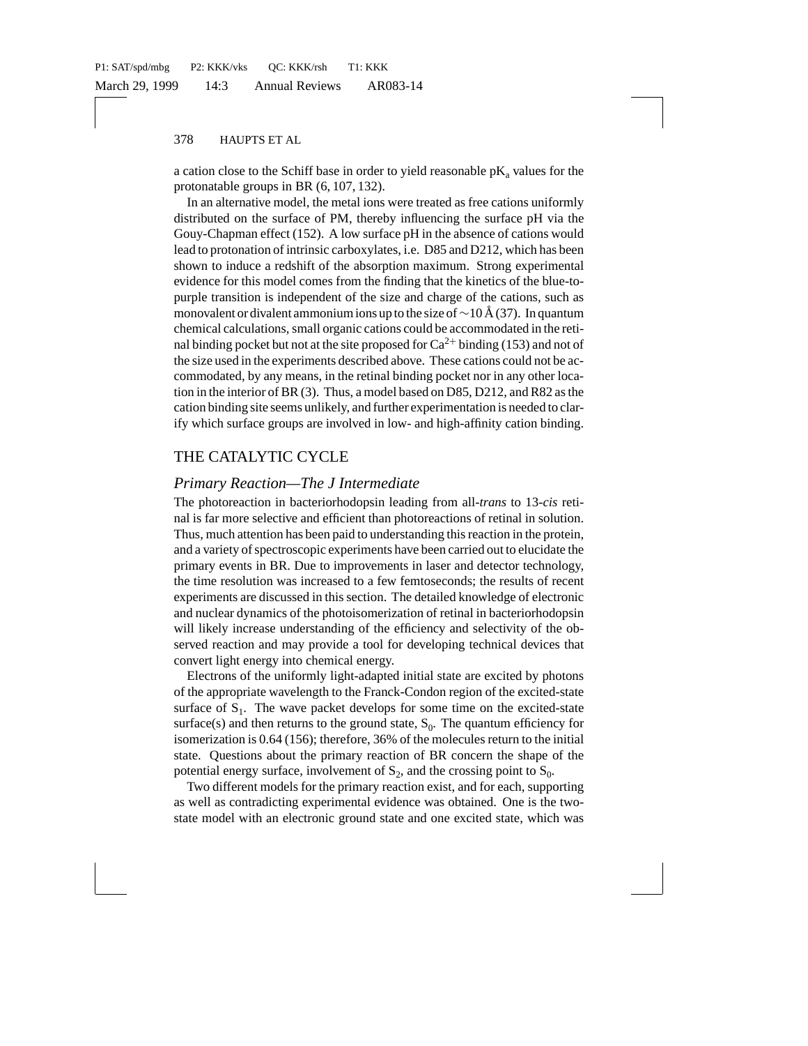a cation close to the Schiff base in order to yield reasonable $pK_a$ values for the protonatable groups in BR (6, 107, 132).

In an alternative model, the metal ions were treated as free cations uniformly distributed on the surface of PM, thereby influencing the surface pH via the Gouy-Chapman effect (152). A low surface pH in the absence of cations would lead to protonation of intrinsic carboxylates, i.e. D85 and D212, which has been shown to induce a redshift of the absorption maximum. Strong experimental evidence for this model comes from the finding that the kinetics of the blue-to-purple transition is independent of the size and charge of the cations, such as monovalent or divalent ammonium ions up to the size of ~10 Å (37). In quantum chemical calculations, small organic cations could be accommodated in the retinal binding pocket but not at the site proposed for $Ca^{2+}$ binding (153) and not of the size used in the experiments described above. These cations could not be accommodated, by any means, in the retinal binding pocket nor in any other location in the interior of BR (3). Thus, a model based on D85, D212, and R82 as the cation binding site seems unlikely, and further experimentation is needed to clarify which surface groups are involved in low- and high-affinity cation binding.

## THE CATALYTIC CYCLE

### *Primary Reaction—The J Intermediate*

The photoreaction in bacteriorhodopsin leading from all-*trans* to 13-*cis* retinal is far more selective and efficient than photoreactions of retinal in solution. Thus, much attention has been paid to understanding this reaction in the protein, and a variety of spectroscopic experiments have been carried out to elucidate the primary events in BR. Due to improvements in laser and detector technology, the time resolution was increased to a few femtoseconds; the results of recent experiments are discussed in this section. The detailed knowledge of electronic and nuclear dynamics of the photoisomerization of retinal in bacteriorhodopsin will likely increase understanding of the efficiency and selectivity of the observed reaction and may provide a tool for developing technical devices that convert light energy into chemical energy.

Electrons of the uniformly light-adapted initial state are excited by photons of the appropriate wavelength to the Franck-Condon region of the excited-state surface of $S_1$. The wave packet develops for some time on the excited-state surface(s) and then returns to the ground state, $S_0$. The quantum efficiency for isomerization is 0.64 (156); therefore, 36% of the molecules return to the initial state. Questions about the primary reaction of BR concern the shape of the potential energy surface, involvement of $S_2$, and the crossing point to $S_0$.

Two different models for the primary reaction exist, and for each, supporting as well as contradicting experimental evidence was obtained. One is the two-state model with an electronic ground state and one excited state, which was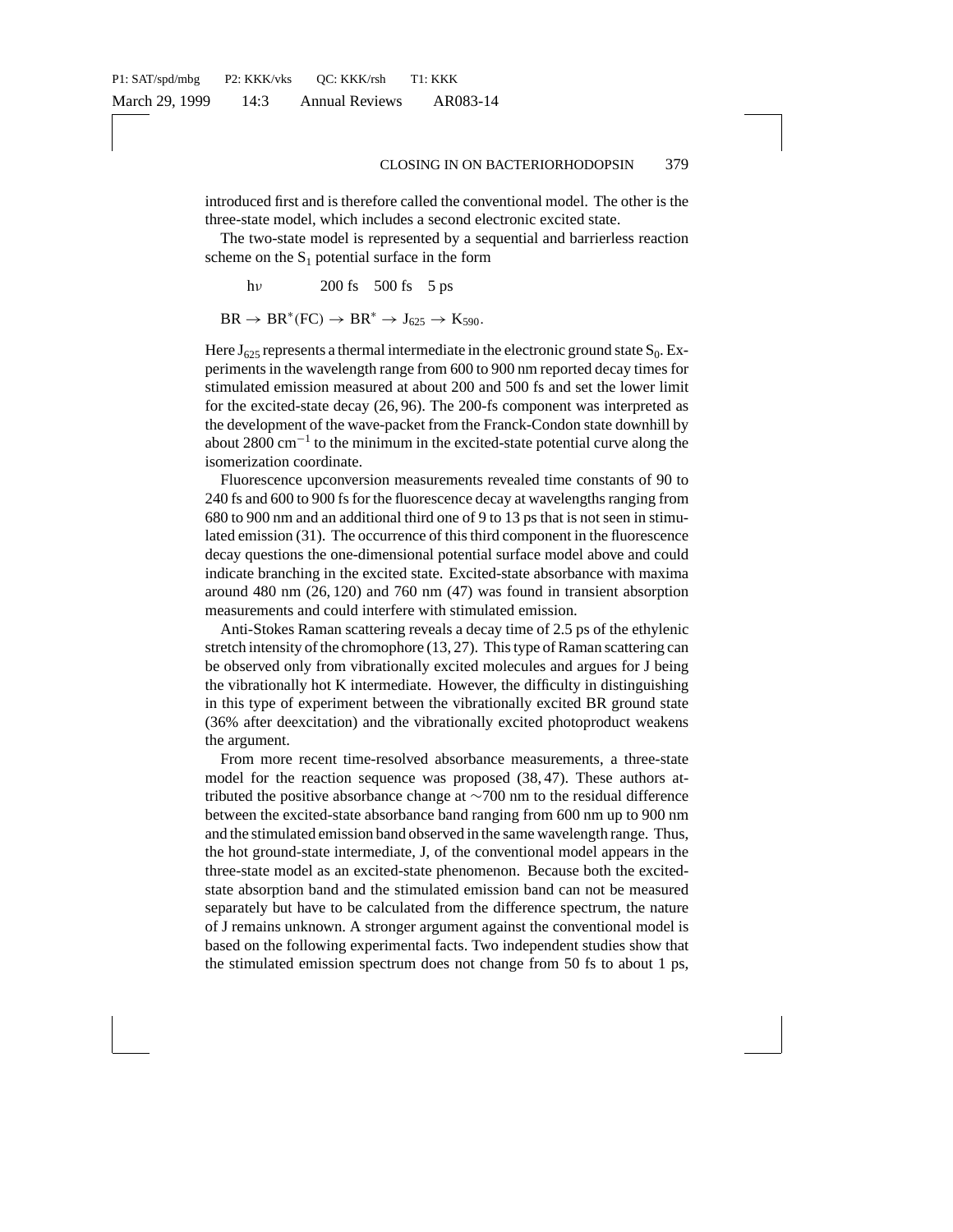introduced first and is therefore called the conventional model. The other is the three-state model, which includes a second electronic excited state.

The two-state model is represented by a sequential and barrierless reaction scheme on the $S_1$ potential surface in the form

$$\mathrm{BR} \xrightarrow{h\nu} \mathrm{BR}^*(\mathrm{FC}) \xrightarrow{200\ \mathrm{fs}} \mathrm{BR}^* \xrightarrow{500\ \mathrm{fs}} \mathrm{J}_{625} \xrightarrow{5\ \mathrm{ps}} \mathrm{K}_{590}.$$

Here $J_{625}$ represents a thermal intermediate in the electronic ground state $S_0$. Experiments in the wavelength range from 600 to 900 nm reported decay times for stimulated emission measured at about 200 and 500 fs and set the lower limit for the excited-state decay (26, 96). The 200-fs component was interpreted as the development of the wave-packet from the Franck-Condon state downhill by about 2800 $\mathrm{cm}^{-1}$ to the minimum in the excited-state potential curve along the isomerization coordinate.

Fluorescence upconversion measurements revealed time constants of 90 to 240 fs and 600 to 900 fs for the fluorescence decay at wavelengths ranging from 680 to 900 nm and an additional third one of 9 to 13 ps that is not seen in stimulated emission (31). The occurrence of this third component in the fluorescence decay questions the one-dimensional potential surface model above and could indicate branching in the excited state. Excited-state absorbance with maxima around 480 nm (26, 120) and 760 nm (47) was found in transient absorption measurements and could interfere with stimulated emission.

Anti-Stokes Raman scattering reveals a decay time of 2.5 ps of the ethylenic stretch intensity of the chromophore (13, 27). This type of Raman scattering can be observed only from vibrationally excited molecules and argues for J being the vibrationally hot K intermediate. However, the difficulty in distinguishing in this type of experiment between the vibrationally excited BR ground state (36% after deexcitation) and the vibrationally excited photoproduct weakens the argument.

From more recent time-resolved absorbance measurements, a three-state model for the reaction sequence was proposed (38, 47). These authors attributed the positive absorbance change at $\sim$700 nm to the residual difference between the excited-state absorbance band ranging from 600 nm up to 900 nm and the stimulated emission band observed in the same wavelength range. Thus, the hot ground-state intermediate, J, of the conventional model appears in the three-state model as an excited-state phenomenon. Because both the excited-state absorption band and the stimulated emission band can not be measured separately but have to be calculated from the difference spectrum, the nature of J remains unknown. A stronger argument against the conventional model is based on the following experimental facts. Two independent studies show that the stimulated emission spectrum does not change from 50 fs to about 1 ps,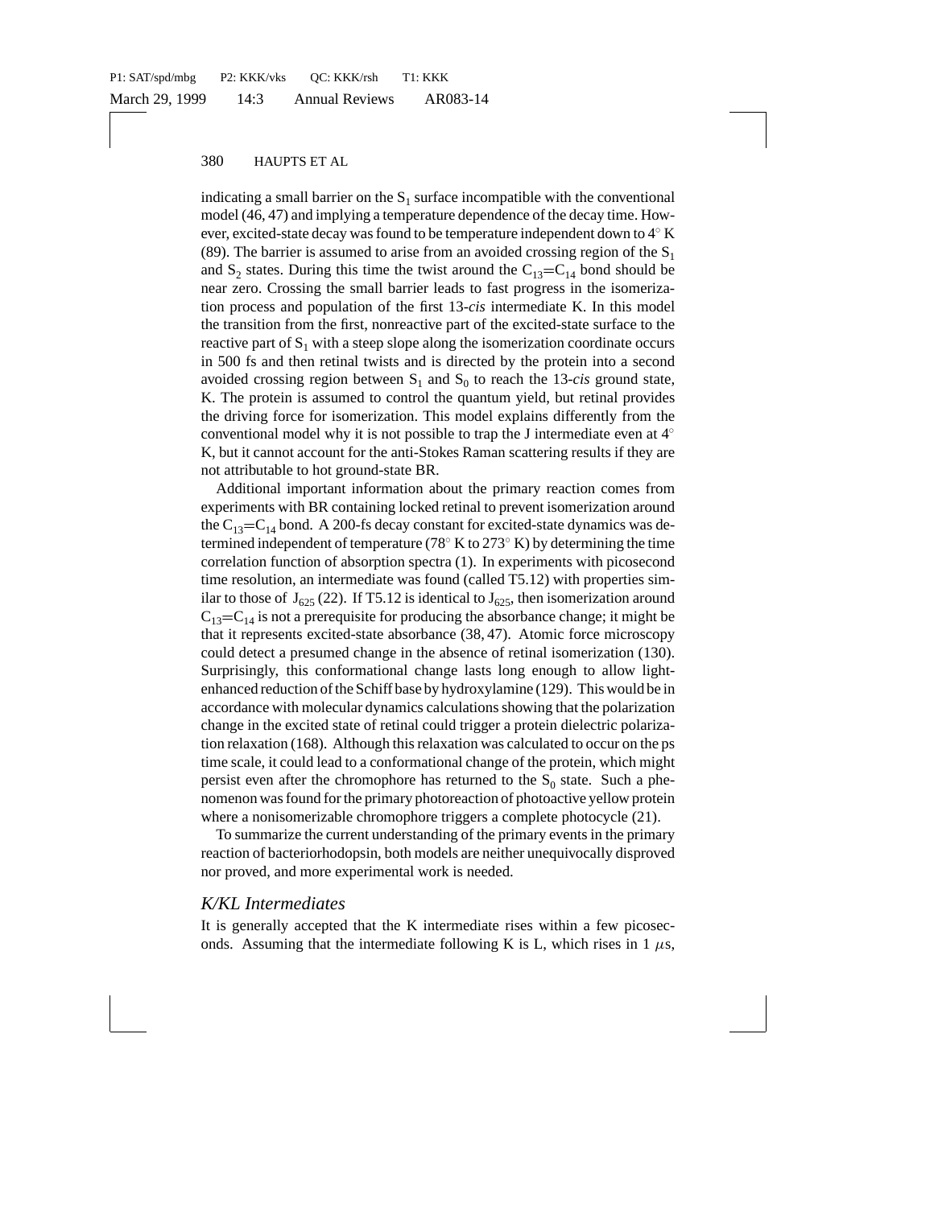indicating a small barrier on the $S_1$ surface incompatible with the conventional model (46, 47) and implying a temperature dependence of the decay time. However, excited-state decay was found to be temperature independent down to 4° K (89). The barrier is assumed to arise from an avoided crossing region of the $S_1$ and $S_2$ states. During this time the twist around the $C_{13}$=$C_{14}$ bond should be near zero. Crossing the small barrier leads to fast progress in the isomerization process and population of the first 13-*cis* intermediate K. In this model the transition from the first, nonreactive part of the excited-state surface to the reactive part of $S_1$ with a steep slope along the isomerization coordinate occurs in 500 fs and then retinal twists and is directed by the protein into a second avoided crossing region between $S_1$ and $S_0$ to reach the 13-*cis* ground state, K. The protein is assumed to control the quantum yield, but retinal provides the driving force for isomerization. This model explains differently from the conventional model why it is not possible to trap the J intermediate even at 4° K, but it cannot account for the anti-Stokes Raman scattering results if they are not attributable to hot ground-state BR.

Additional important information about the primary reaction comes from experiments with BR containing locked retinal to prevent isomerization around the $C_{13}$=$C_{14}$ bond. A 200-fs decay constant for excited-state dynamics was determined independent of temperature (78° K to 273° K) by determining the time correlation function of absorption spectra (1). In experiments with picosecond time resolution, an intermediate was found (called T5.12) with properties similar to those of $J_{625}$ (22). If T5.12 is identical to $J_{625}$, then isomerization around $C_{13}$=$C_{14}$ is not a prerequisite for producing the absorbance change; it might be that it represents excited-state absorbance (38, 47). Atomic force microscopy could detect a presumed change in the absence of retinal isomerization (130). Surprisingly, this conformational change lasts long enough to allow light-enhanced reduction of the Schiff base by hydroxylamine (129). This would be in accordance with molecular dynamics calculations showing that the polarization change in the excited state of retinal could trigger a protein dielectric polarization relaxation (168). Although this relaxation was calculated to occur on the ps time scale, it could lead to a conformational change of the protein, which might persist even after the chromophore has returned to the $S_0$ state. Such a phenomenon was found for the primary photoreaction of photoactive yellow protein where a nonisomerizable chromophore triggers a complete photocycle (21).

To summarize the current understanding of the primary events in the primary reaction of bacteriorhodopsin, both models are neither unequivocally disproved nor proved, and more experimental work is needed.

### *K/KL Intermediates*

It is generally accepted that the K intermediate rises within a few picoseconds. Assuming that the intermediate following K is L, which rises in 1 $\mu$s,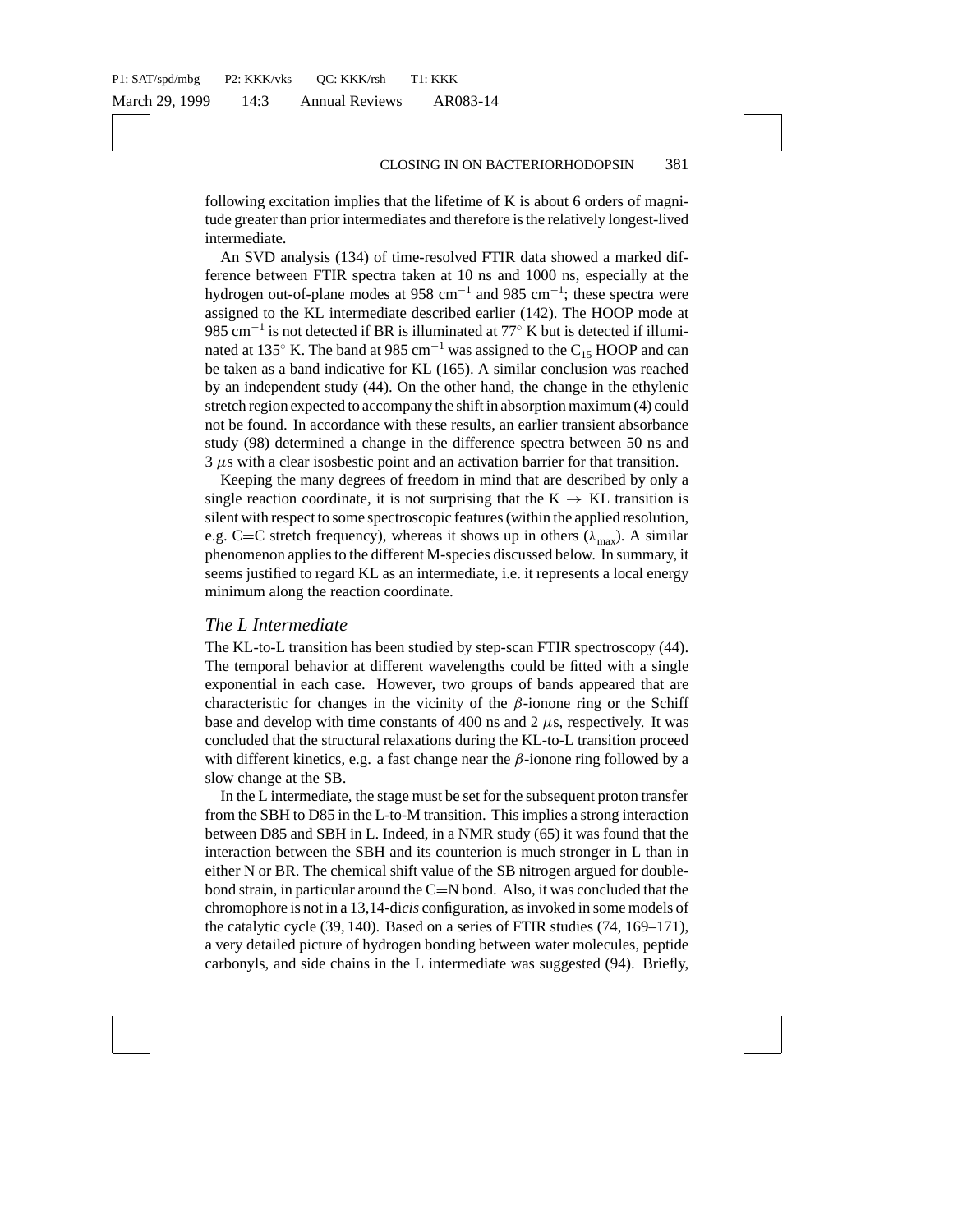following excitation implies that the lifetime of K is about 6 orders of magnitude greater than prior intermediates and therefore is the relatively longest-lived intermediate.

An SVD analysis (134) of time-resolved FTIR data showed a marked difference between FTIR spectra taken at 10 ns and 1000 ns, especially at the hydrogen out-of-plane modes at 958 $cm^{-1}$ and 985 $cm^{-1}$; these spectra were assigned to the KL intermediate described earlier (142). The HOOP mode at 985 $cm^{-1}$ is not detected if BR is illuminated at 77° K but is detected if illuminated at 135° K. The band at 985 $cm^{-1}$ was assigned to the $C_{15}$ HOOP and can be taken as a band indicative for KL (165). A similar conclusion was reached by an independent study (44). On the other hand, the change in the ethylenic stretch region expected to accompany the shift in absorption maximum (4) could not be found. In accordance with these results, an earlier transient absorbance study (98) determined a change in the difference spectra between 50 ns and 3 $\mu$s with a clear isosbestic point and an activation barrier for that transition.

Keeping the many degrees of freedom in mind that are described by only a single reaction coordinate, it is not surprising that the K $\rightarrow$ KL transition is silent with respect to some spectroscopic features (within the applied resolution, e.g. C=C stretch frequency), whereas it shows up in others ($\lambda_{max}$). A similar phenomenon applies to the different M-species discussed below. In summary, it seems justified to regard KL as an intermediate, i.e. it represents a local energy minimum along the reaction coordinate.

## *The L Intermediate*

The KL-to-L transition has been studied by step-scan FTIR spectroscopy (44). The temporal behavior at different wavelengths could be fitted with a single exponential in each case. However, two groups of bands appeared that are characteristic for changes in the vicinity of the $\beta$-ionone ring or the Schiff base and develop with time constants of 400 ns and 2 $\mu$s, respectively. It was concluded that the structural relaxations during the KL-to-L transition proceed with different kinetics, e.g. a fast change near the $\beta$-ionone ring followed by a slow change at the SB.

In the L intermediate, the stage must be set for the subsequent proton transfer from the SBH to D85 in the L-to-M transition. This implies a strong interaction between D85 and SBH in L. Indeed, in a NMR study (65) it was found that the interaction between the SBH and its counterion is much stronger in L than in either N or BR. The chemical shift value of the SB nitrogen argued for double-bond strain, in particular around the C=N bond. Also, it was concluded that the chromophore is not in a 13,14-di*cis* configuration, as invoked in some models of the catalytic cycle (39, 140). Based on a series of FTIR studies (74, 169–171), a very detailed picture of hydrogen bonding between water molecules, peptide carbonyls, and side chains in the L intermediate was suggested (94). Briefly,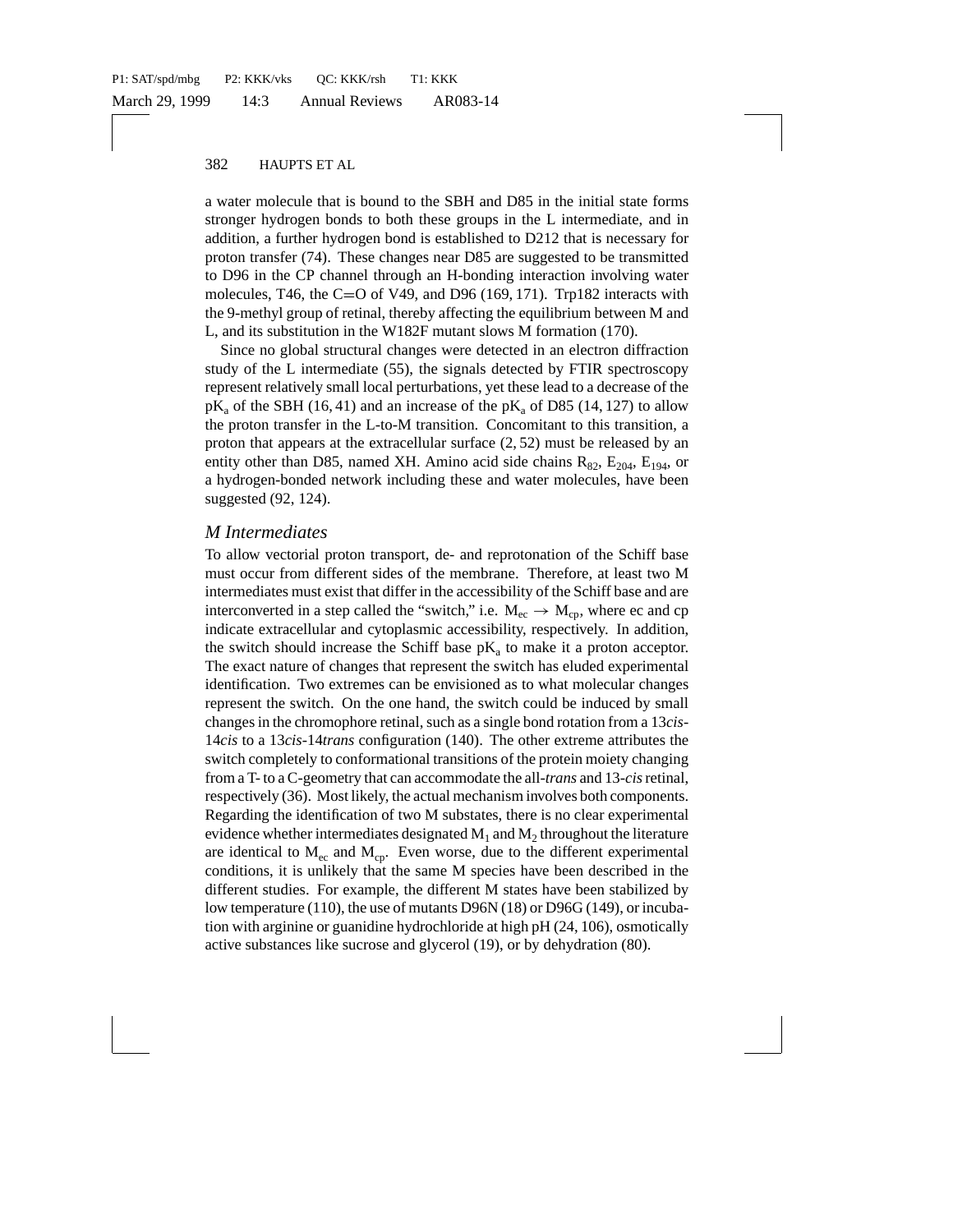a water molecule that is bound to the SBH and D85 in the initial state forms stronger hydrogen bonds to both these groups in the L intermediate, and in addition, a further hydrogen bond is established to D212 that is necessary for proton transfer (74). These changes near D85 are suggested to be transmitted to D96 in the CP channel through an H-bonding interaction involving water molecules, T46, the C=O of V49, and D96 (169, 171). Trp182 interacts with the 9-methyl group of retinal, thereby affecting the equilibrium between M and L, and its substitution in the W182F mutant slows M formation (170).

Since no global structural changes were detected in an electron diffraction study of the L intermediate (55), the signals detected by FTIR spectroscopy represent relatively small local perturbations, yet these lead to a decrease of the $pK_a$ of the SBH (16, 41) and an increase of the $pK_a$ of D85 (14, 127) to allow the proton transfer in the L-to-M transition. Concomitant to this transition, a proton that appears at the extracellular surface (2, 52) must be released by an entity other than D85, named XH. Amino acid side chains $R_{82}$, $E_{204}$, $E_{194}$, or a hydrogen-bonded network including these and water molecules, have been suggested (92, 124).

## *M Intermediates*

To allow vectorial proton transport, de- and reprotonation of the Schiff base must occur from different sides of the membrane. Therefore, at least two M intermediates must exist that differ in the accessibility of the Schiff base and are interconverted in a step called the "switch," i.e. $M_{ec} \rightarrow M_{cp}$, where ec and cp indicate extracellular and cytoplasmic accessibility, respectively. In addition, the switch should increase the Schiff base $pK_a$ to make it a proton acceptor. The exact nature of changes that represent the switch has eluded experimental identification. Two extremes can be envisioned as to what molecular changes represent the switch. On the one hand, the switch could be induced by small changes in the chromophore retinal, such as a single bond rotation from a 13*cis*-14*cis* to a 13*cis*-14*trans* configuration (140). The other extreme attributes the switch completely to conformational transitions of the protein moiety changing from a T- to a C-geometry that can accommodate the all-*trans* and 13-*cis* retinal, respectively (36). Most likely, the actual mechanism involves both components. Regarding the identification of two M substates, there is no clear experimental evidence whether intermediates designated $M_1$ and $M_2$ throughout the literature are identical to $M_{ec}$ and $M_{cp}$. Even worse, due to the different experimental conditions, it is unlikely that the same M species have been described in the different studies. For example, the different M states have been stabilized by low temperature (110), the use of mutants D96N (18) or D96G (149), or incubation with arginine or guanidine hydrochloride at high pH (24, 106), osmotically active substances like sucrose and glycerol (19), or by dehydration (80).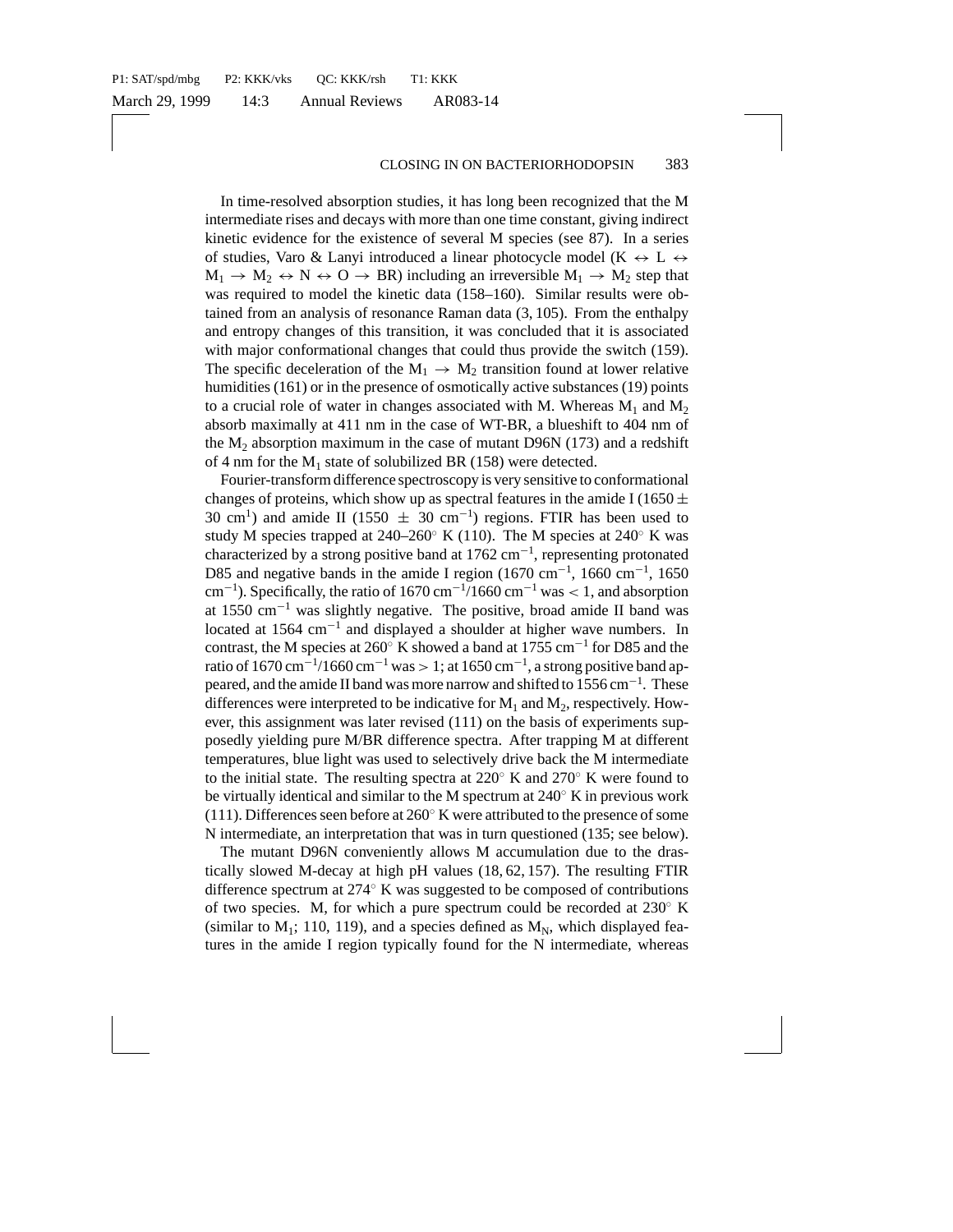In time-resolved absorption studies, it has long been recognized that the M intermediate rises and decays with more than one time constant, giving indirect kinetic evidence for the existence of several M species (see 87). In a series of studies, Varo & Lanyi introduced a linear photocycle model (K $\leftrightarrow$ L $\leftrightarrow$ $M_1 \rightarrow M_2 \leftrightarrow$ N $\leftrightarrow$ O $\rightarrow$ BR) including an irreversible $M_1 \rightarrow M_2$ step that was required to model the kinetic data (158–160). Similar results were obtained from an analysis of resonance Raman data (3, 105). From the enthalpy and entropy changes of this transition, it was concluded that it is associated with major conformational changes that could thus provide the switch (159). The specific deceleration of the $M_1 \rightarrow M_2$ transition found at lower relative humidities (161) or in the presence of osmotically active substances (19) points to a crucial role of water in changes associated with M. Whereas $M_1$ and $M_2$ absorb maximally at 411 nm in the case of WT-BR, a blueshift to 404 nm of the $M_2$ absorption maximum in the case of mutant D96N (173) and a redshift of 4 nm for the $M_1$ state of solubilized BR (158) were detected.

Fourier-transform difference spectroscopy is very sensitive to conformational changes of proteins, which show up as spectral features in the amide I (1650 $\pm$ 30 $cm^1$) and amide II (1550 $\pm$ 30 $cm^{-1}$) regions. FTIR has been used to study M species trapped at 240–260° K (110). The M species at 240° K was characterized by a strong positive band at 1762 $cm^{-1}$, representing protonated D85 and negative bands in the amide I region (1670 $cm^{-1}$, 1660 $cm^{-1}$, 1650 $cm^{-1}$). Specifically, the ratio of 1670 $cm^{-1}$/1660 $cm^{-1}$ was $< 1$, and absorption at 1550 $cm^{-1}$ was slightly negative. The positive, broad amide II band was located at 1564 $cm^{-1}$ and displayed a shoulder at higher wave numbers. In contrast, the M species at 260° K showed a band at 1755 $cm^{-1}$ for D85 and the ratio of 1670 $cm^{-1}$/1660 $cm^{-1}$ was $> 1$; at 1650 $cm^{-1}$, a strong positive band appeared, and the amide II band was more narrow and shifted to 1556 $cm^{-1}$. These differences were interpreted to be indicative for $M_1$ and $M_2$, respectively. However, this assignment was later revised (111) on the basis of experiments supposedly yielding pure M/BR difference spectra. After trapping M at different temperatures, blue light was used to selectively drive back the M intermediate to the initial state. The resulting spectra at 220° K and 270° K were found to be virtually identical and similar to the M spectrum at 240° K in previous work (111). Differences seen before at 260° K were attributed to the presence of some N intermediate, an interpretation that was in turn questioned (135; see below).

The mutant D96N conveniently allows M accumulation due to the drastically slowed M-decay at high pH values (18, 62, 157). The resulting FTIR difference spectrum at 274° K was suggested to be composed of contributions of two species. M, for which a pure spectrum could be recorded at 230° K (similar to $M_1$; 110, 119), and a species defined as $M_N$, which displayed features in the amide I region typically found for the N intermediate, whereas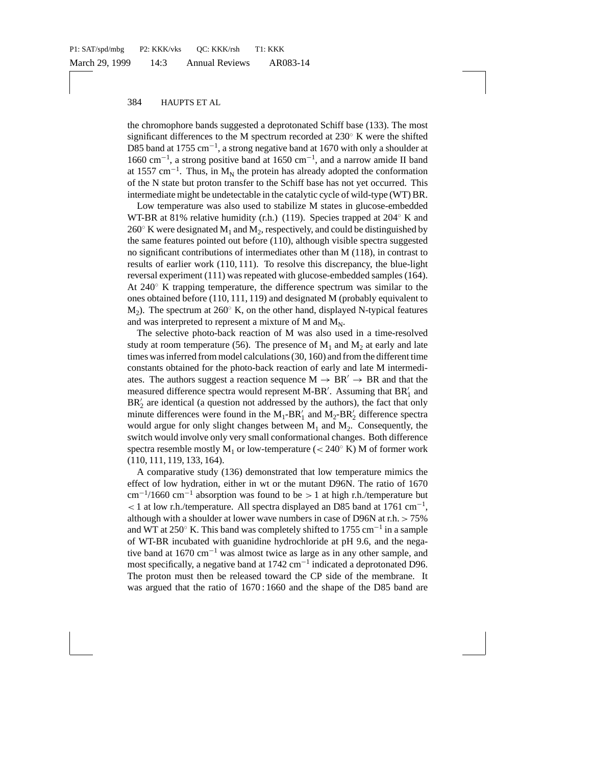the chromophore bands suggested a deprotonated Schiff base (133). The most significant differences to the M spectrum recorded at 230° K were the shifted D85 band at 1755 $cm^{-1}$, a strong negative band at 1670 with only a shoulder at 1660 $cm^{-1}$, a strong positive band at 1650 $cm^{-1}$, and a narrow amide II band at 1557 $cm^{-1}$. Thus, in $M_N$ the protein has already adopted the conformation of the N state but proton transfer to the Schiff base has not yet occurred. This intermediate might be undetectable in the catalytic cycle of wild-type (WT) BR.

Low temperature was also used to stabilize M states in glucose-embedded WT-BR at 81% relative humidity (r.h.) (119). Species trapped at 204° K and 260° K were designated $M_1$ and $M_2$, respectively, and could be distinguished by the same features pointed out before (110), although visible spectra suggested no significant contributions of intermediates other than M (118), in contrast to results of earlier work (110, 111). To resolve this discrepancy, the blue-light reversal experiment (111) was repeated with glucose-embedded samples (164). At 240° K trapping temperature, the difference spectrum was similar to the ones obtained before (110, 111, 119) and designated M (probably equivalent to $M_2$). The spectrum at 260° K, on the other hand, displayed N-typical features and was interpreted to represent a mixture of M and $M_N$.

The selective photo-back reaction of M was also used in a time-resolved study at room temperature (56). The presence of $M_1$ and $M_2$ at early and late times was inferred from model calculations (30, 160) and from the different time constants obtained for the photo-back reaction of early and late M intermediates. The authors suggest a reaction sequence M $\rightarrow$ BR$'$ $\rightarrow$ BR and that the measured difference spectra would represent M-BR$'$. Assuming that $BR'_1$ and $BR'_2$ are identical (a question not addressed by the authors), the fact that only minute differences were found in the $M_1$-$BR'_1$ and $M_2$-$BR'_2$ difference spectra would argue for only slight changes between $M_1$ and $M_2$. Consequently, the switch would involve only very small conformational changes. Both difference spectra resemble mostly $M_1$ or low-temperature ($< 240°$ K) M of former work (110, 111, 119, 133, 164).

A comparative study (136) demonstrated that low temperature mimics the effect of low hydration, either in wt or the mutant D96N. The ratio of 1670 $cm^{-1}$/1660 $cm^{-1}$ absorption was found to be $> 1$ at high r.h./temperature but $< 1$ at low r.h./temperature. All spectra displayed an D85 band at 1761 $cm^{-1}$, although with a shoulder at lower wave numbers in case of D96N at r.h. $> 75\%$ and WT at 250° K. This band was completely shifted to 1755 $cm^{-1}$ in a sample of WT-BR incubated with guanidine hydrochloride at pH 9.6, and the negative band at 1670 $cm^{-1}$ was almost twice as large as in any other sample, and most specifically, a negative band at 1742 $cm^{-1}$ indicated a deprotonated D96. The proton must then be released toward the CP side of the membrane. It was argued that the ratio of 1670 : 1660 and the shape of the D85 band are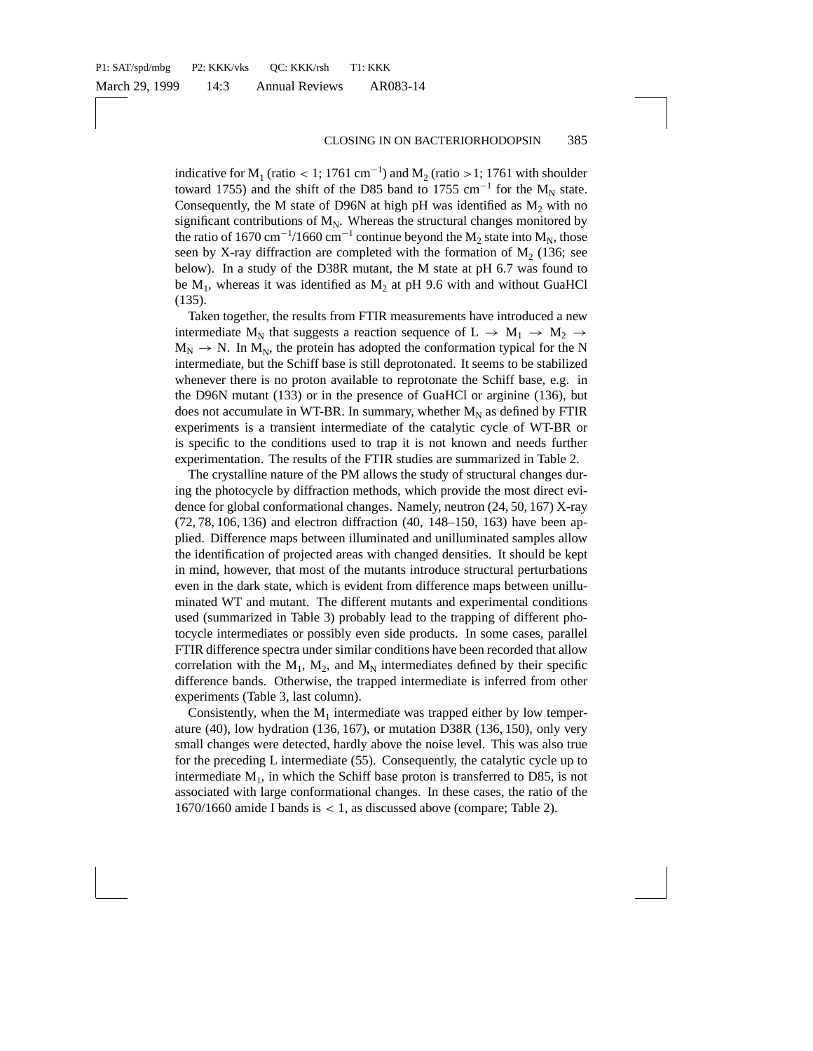indicative for $M_1$ (ratio $< 1$; 1761 $cm^{-1}$) and $M_2$ (ratio $>1$; 1761 with shoulder toward 1755) and the shift of the D85 band to 1755 $cm^{-1}$ for the $M_N$ state. Consequently, the M state of D96N at high pH was identified as $M_2$ with no significant contributions of $M_N$. Whereas the structural changes monitored by the ratio of 1670 $cm^{-1}$/1660 $cm^{-1}$ continue beyond the $M_2$ state into $M_N$, those seen by X-ray diffraction are completed with the formation of $M_2$ (136; see below). In a study of the D38R mutant, the M state at pH 6.7 was found to be $M_1$, whereas it was identified as $M_2$ at pH 9.6 with and without GuaHCl (135).

Taken together, the results from FTIR measurements have introduced a new intermediate $M_N$ that suggests a reaction sequence of L $\rightarrow$ $M_1$ $\rightarrow$ $M_2$ $\rightarrow$ $M_N$ $\rightarrow$ N. In $M_N$, the protein has adopted the conformation typical for the N intermediate, but the Schiff base is still deprotonated. It seems to be stabilized whenever there is no proton available to reprotonate the Schiff base, e.g. in the D96N mutant (133) or in the presence of GuaHCl or arginine (136), but does not accumulate in WT-BR. In summary, whether $M_N$ as defined by FTIR experiments is a transient intermediate of the catalytic cycle of WT-BR or is specific to the conditions used to trap it is not known and needs further experimentation. The results of the FTIR studies are summarized in Table 2.

The crystalline nature of the PM allows the study of structural changes during the photocycle by diffraction methods, which provide the most direct evidence for global conformational changes. Namely, neutron (24, 50, 167) X-ray (72, 78, 106, 136) and electron diffraction (40, 148–150, 163) have been applied. Difference maps between illuminated and unilluminated samples allow the identification of projected areas with changed densities. It should be kept in mind, however, that most of the mutants introduce structural perturbations even in the dark state, which is evident from difference maps between unilluminated WT and mutant. The different mutants and experimental conditions used (summarized in Table 3) probably lead to the trapping of different photocycle intermediates or possibly even side products. In some cases, parallel FTIR difference spectra under similar conditions have been recorded that allow correlation with the $M_1$, $M_2$, and $M_N$ intermediates defined by their specific difference bands. Otherwise, the trapped intermediate is inferred from other experiments (Table 3, last column).

Consistently, when the $M_1$ intermediate was trapped either by low temperature (40), low hydration (136, 167), or mutation D38R (136, 150), only very small changes were detected, hardly above the noise level. This was also true for the preceding L intermediate (55). Consequently, the catalytic cycle up to intermediate $M_1$, in which the Schiff base proton is transferred to D85, is not associated with large conformational changes. In these cases, the ratio of the 1670/1660 amide I bands is $< 1$, as discussed above (compare; Table 2).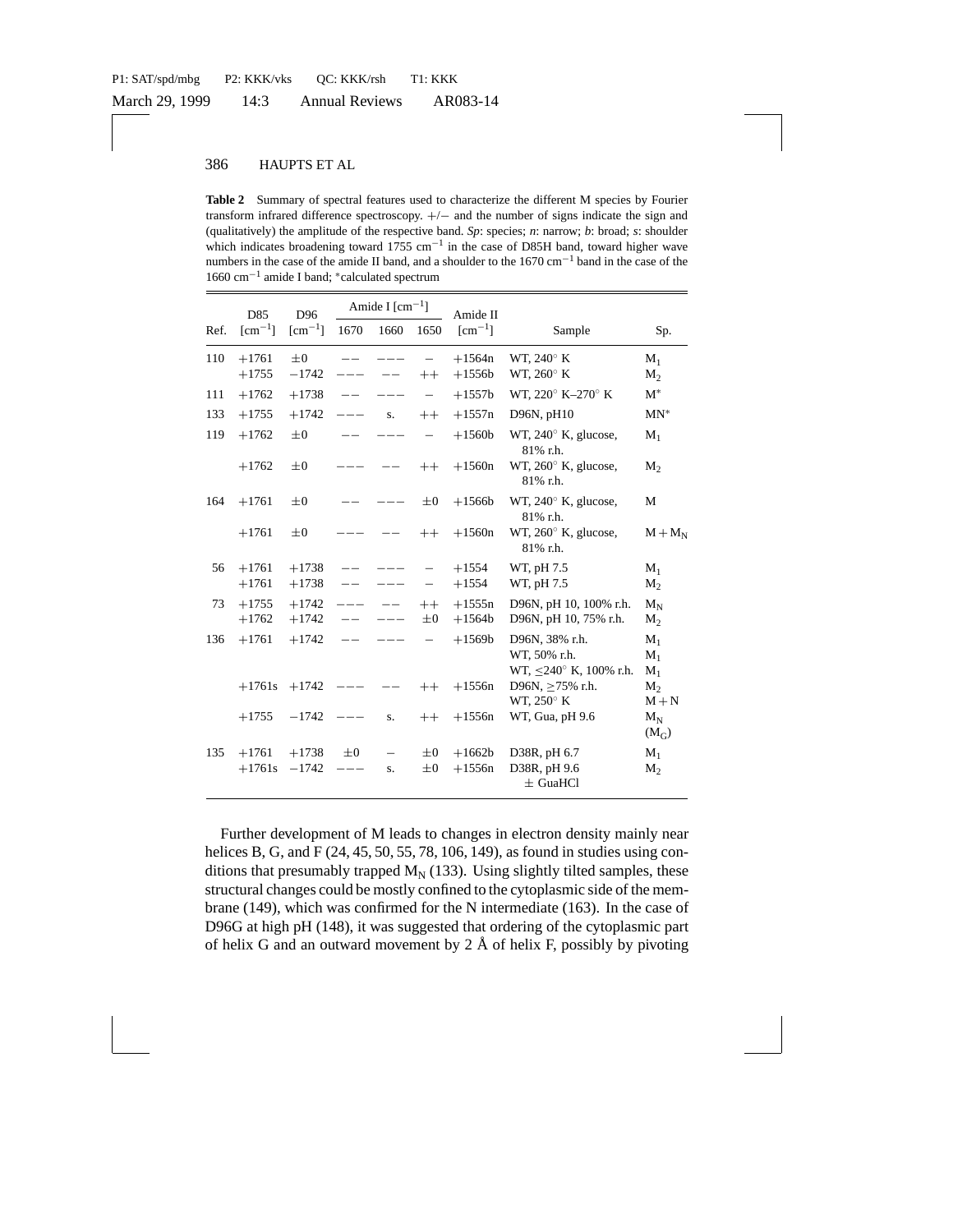**Table 2** Summary of spectral features used to characterize the different M species by Fourier transform infrared difference spectroscopy. +/− and the number of signs indicate the sign and (qualitatively) the amplitude of the respective band. *Sp*: species; *n*: narrow; *b*: broad; *s*: shoulder which indicates broadening toward 1755 $cm^{-1}$ in the case of D85H band, toward higher wave numbers in the case of the amide II band, and a shoulder to the 1670 $cm^{-1}$ band in the case of the 1660 $cm^{-1}$ amide I band; *calculated spectrum

| Ref. | D85 [$cm^{-1}$] | D96 [$cm^{-1}$] | Amide I [$cm^{-1}$] 1670 | 1660 | 1650 | Amide II [$cm^{-1}$] | Sample | Sp. |
|---|---|---|---|---|---|---|---|---|
| 110 | +1761 | ±0 | −− | −−− | − | +1564n | WT, 240° K | $M_1$ |
| | +1755 | −1742 | −−− | −− | ++ | +1556b | WT, 260° K | $M_2$ |
| 111 | +1762 | +1738 | −− | −−− | − | +1557b | WT, 220° K–270° K | $M^*$ |
| 133 | +1755 | +1742 | −−− | s. | ++ | +1557n | D96N, pH10 | $MN^*$ |
| 119 | +1762 | ±0 | −− | −−− | − | +1560b | WT, 240° K, glucose, 81% r.h. | $M_1$ |
| | +1762 | ±0 | −−− | −− | ++ | +1560n | WT, 260° K, glucose, 81% r.h. | $M_2$ |
| 164 | +1761 | ±0 | −− | −−− | ±0 | +1566b | WT, 240° K, glucose, 81% r.h. | M |
| | +1761 | ±0 | −−− | −− | ++ | +1560n | WT, 260° K, glucose, 81% r.h. | $M + M_N$ |
| 56 | +1761 | +1738 | −− | −−− | − | +1554 | WT, pH 7.5 | $M_1$ |
| | +1761 | +1738 | −− | −−− | − | +1554 | WT, pH 7.5 | $M_2$ |
| 73 | +1755 | +1742 | −−− | −− | ++ | +1555n | D96N, pH 10, 100% r.h. | $M_N$ |
| | +1762 | +1742 | −− | −−− | ±0 | +1564b | D96N, pH 10, 75% r.h. | $M_2$ |
| 136 | +1761 | +1742 | −− | −−− | − | +1569b | D96N, 38% r.h.<br>WT, 50% r.h.<br>WT, ≤240° K, 100% r.h. | $M_1$<br>$M_1$<br>$M_1$ |
| | +1761s | +1742 | −−− | −− | ++ | +1556n | D96N, ≥75% r.h.<br>WT, 250° K | $M_2$<br>$M + N$ |
| | +1755 | −1742 | −−− | s. | ++ | +1556n | WT, Gua, pH 9.6 | $M_N$ ($M_G$) |
| 135 | +1761 | +1738 | ±0 | − | ±0 | +1662b | D38R, pH 6.7 | $M_1$ |
| | +1761s | −1742 | −−− | s. | ±0 | +1556n | D38R, pH 9.6 ± GuaHCl | $M_2$ |

Further development of M leads to changes in electron density mainly near helices B, G, and F (24, 45, 50, 55, 78, 106, 149), as found in studies using conditions that presumably trapped $M_N$ (133). Using slightly tilted samples, these structural changes could be mostly confined to the cytoplasmic side of the membrane (149), which was confirmed for the N intermediate (163). In the case of D96G at high pH (148), it was suggested that ordering of the cytoplasmic part of helix G and an outward movement by 2 Å of helix F, possibly by pivoting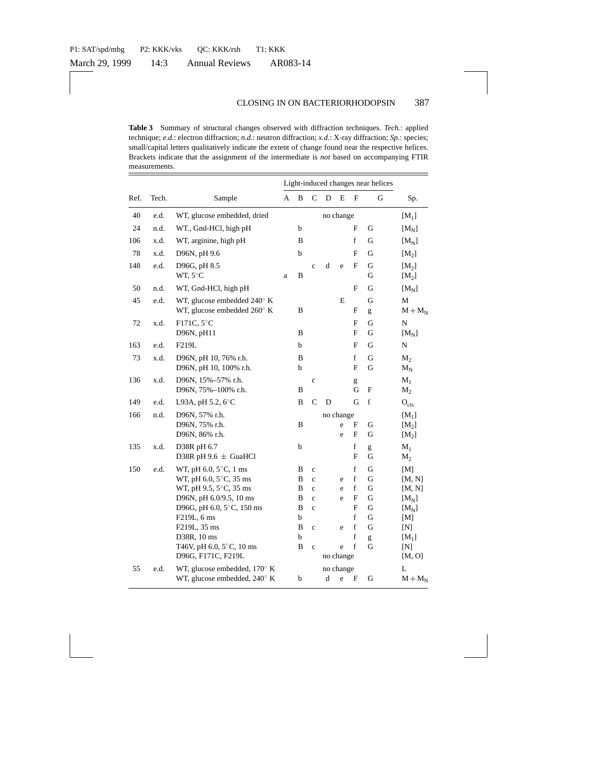**Table 3** Summary of structural changes observed with diffraction techniques. *Tech.*: applied technique; *e.d.*: electron diffraction; *n.d.*: neutron diffraction; *x.d.*: X-ray diffraction; *Sp.*: species; small/capital letters qualitatively indicate the extent of change found near the respective helices. Brackets indicate that the assignment of the intermediate is *not* based on accompanying FTIR measurements.

| | | | Light-induced changes near helices | | | | | | | |
|---|---|---|---|---|---|---|---|---|---|---|
| Ref. | Tech. | Sample | A | B | C | D | E | F | G | Sp. |
| 40 | e.d. | WT, glucose embedded, dried | | | | | no change | | | $[M_1]$ |
| 24 | n.d. | WT., Gnd-HCl, high pH | | b | | | | F | G | $[M_N]$ |
| 106 | x.d. | WT, arginine, high pH | | B | | | | f | G | $[M_N]$ |
| 78 | x.d. | D96N, pH 9.6 | | b | | | | F | G | $[M_2]$ |
| 148 | e.d. | D96G, pH 8.5 | | | c | d | e | F | G | $[M_2]$ |
| | | WT, 5°C | a | B | | | | | G | $[M_2]$ |
| 50 | n.d. | WT, Gnd-HCl, high pH | | | | | | F | G | $[M_N]$ |
| 45 | e.d. | WT, glucose embedded 240° K | | | | | E | | G | M |
| | | WT, glucose embedded 260° K | | B | | | | F | g | $M + M_N$ |
| 72 | x.d. | F171C, 5°C | | | | | | F | G | N |
| | | D96N, pH11 | | B | | | | F | G | $[M_N]$ |
| 163 | e.d. | F219L | | b | | | | F | G | N |
| 73 | x.d. | D96N, pH 10, 76% r.h. | | B | | | | f | G | $M_2$ |
| | | D96N, pH 10, 100% r.h. | | b | | | | F | G | $M_N$ |
| 136 | x.d. | D96N, 15%–57% r.h. | | | c | | | g | | $M_1$ |
| | | D96N, 75%–100% r.h. | | B | | | | G | F | $M_2$ |
| 149 | e.d. | L93A, pH 5.2, 6°C | | B | C | D | | G | f | $O_{cis}$ |
| 166 | n.d. | D96N, 57% r.h. | | | | | no change | | | $[M_1]$ |
| | | D96N, 75% r.h. | | B | | | e | F | G | $[M_2]$ |
| | | D96N, 86% r.h. | | | | | e | F | G | $[M_2]$ |
| 135 | x.d. | D38R pH 6.7 | | b | | | | f | g | $M_1$ |
| | | D38R pH 9.6 ± GuaHCl | | | | | | F | G | $M_2$ |
| 150 | e.d. | WT, pH 6.0, 5°C, 1 ms | | B | c | | | f | G | [M] |
| | | WT, pH 6.0, 5°C, 35 ms | | B | c | | e | f | G | [M, N] |
| | | WT, pH 9.5, 5°C, 35 ms | | B | c | | e | f | G | [M, N] |
| | | D96N, pH 6.0/9.5, 10 ms | | B | c | | e | F | G | $[M_N]$ |
| | | D96G, pH 6.0, 5°C, 150 ms | | B | c | | | F | G | $[M_N]$ |
| | | F219L, 6 ms | | b | | | | f | G | [M] |
| | | F219L, 35 ms | | B | c | | e | f | G | [N] |
| | | D38R, 10 ms | | b | | | | f | g | $[M_1]$ |
| | | T46V, pH 6.0, 5°C, 10 ms | | B | c | | e | f | G | [N] |
| | | D96G, F171C, F219L | | | | | no change | | | [M, O] |
| 55 | e.d. | WT, glucose embedded, 170° K | | | | | no change | | | L |
| | | WT, glucose embedded, 240° K | | b | | d | e | F | G | $M + M_N$ |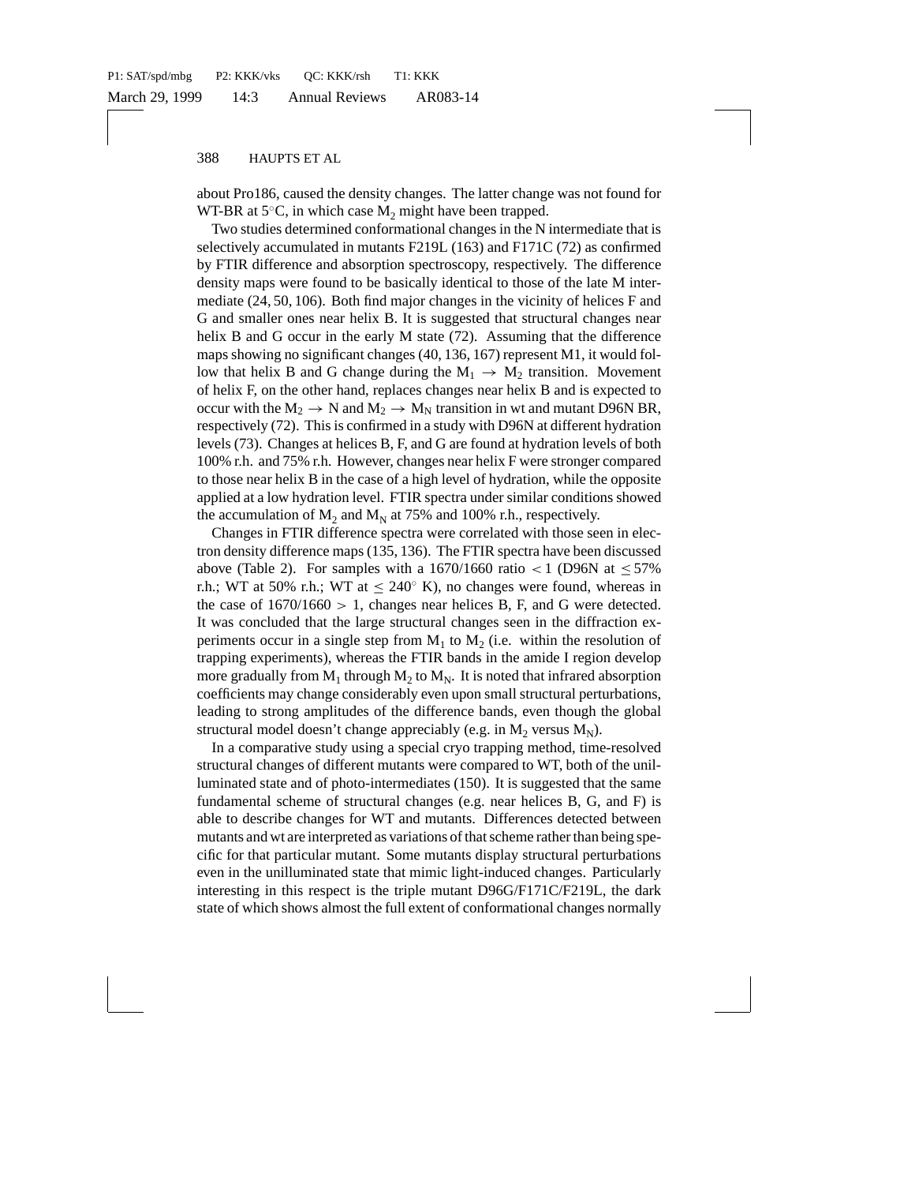about Pro186, caused the density changes. The latter change was not found for WT-BR at 5°C, in which case $M_2$ might have been trapped.

Two studies determined conformational changes in the N intermediate that is selectively accumulated in mutants F219L (163) and F171C (72) as confirmed by FTIR difference and absorption spectroscopy, respectively. The difference density maps were found to be basically identical to those of the late M intermediate (24, 50, 106). Both find major changes in the vicinity of helices F and G and smaller ones near helix B. It is suggested that structural changes near helix B and G occur in the early M state (72). Assuming that the difference maps showing no significant changes (40, 136, 167) represent M1, it would follow that helix B and G change during the $M_1 \rightarrow M_2$ transition. Movement of helix F, on the other hand, replaces changes near helix B and is expected to occur with the $M_2 \rightarrow$ N and $M_2 \rightarrow M_N$ transition in wt and mutant D96N BR, respectively (72). This is confirmed in a study with D96N at different hydration levels (73). Changes at helices B, F, and G are found at hydration levels of both 100% r.h. and 75% r.h. However, changes near helix F were stronger compared to those near helix B in the case of a high level of hydration, while the opposite applied at a low hydration level. FTIR spectra under similar conditions showed the accumulation of $M_2$ and $M_N$ at 75% and 100% r.h., respectively.

Changes in FTIR difference spectra were correlated with those seen in electron density difference maps (135, 136). The FTIR spectra have been discussed above (Table 2). For samples with a 1670/1660 ratio $< 1$ (D96N at $\leq 57\%$ r.h.; WT at 50% r.h.; WT at $\leq 240^\circ$ K), no changes were found, whereas in the case of 1670/1660 $> 1$, changes near helices B, F, and G were detected. It was concluded that the large structural changes seen in the diffraction experiments occur in a single step from $M_1$ to $M_2$ (i.e. within the resolution of trapping experiments), whereas the FTIR bands in the amide I region develop more gradually from $M_1$ through $M_2$ to $M_N$. It is noted that infrared absorption coefficients may change considerably even upon small structural perturbations, leading to strong amplitudes of the difference bands, even though the global structural model doesn't change appreciably (e.g. in $M_2$ versus $M_N$).

In a comparative study using a special cryo trapping method, time-resolved structural changes of different mutants were compared to WT, both of the unilluminated state and of photo-intermediates (150). It is suggested that the same fundamental scheme of structural changes (e.g. near helices B, G, and F) is able to describe changes for WT and mutants. Differences detected between mutants and wt are interpreted as variations of that scheme rather than being specific for that particular mutant. Some mutants display structural perturbations even in the unilluminated state that mimic light-induced changes. Particularly interesting in this respect is the triple mutant D96G/F171C/F219L, the dark state of which shows almost the full extent of conformational changes normally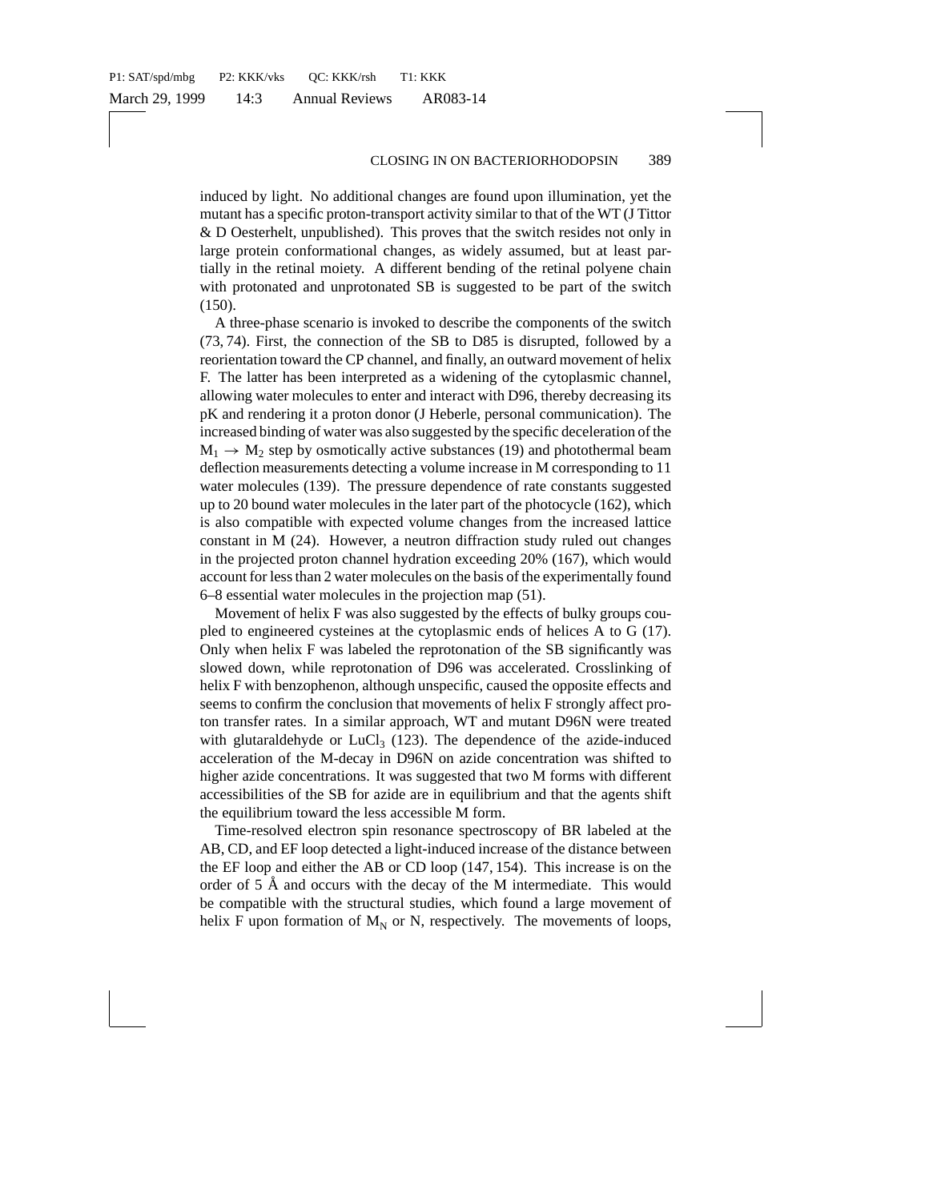induced by light. No additional changes are found upon illumination, yet the mutant has a specific proton-transport activity similar to that of the WT (J Tittor & D Oesterhelt, unpublished). This proves that the switch resides not only in large protein conformational changes, as widely assumed, but at least partially in the retinal moiety. A different bending of the retinal polyene chain with protonated and unprotonated SB is suggested to be part of the switch (150).

A three-phase scenario is invoked to describe the components of the switch (73, 74). First, the connection of the SB to D85 is disrupted, followed by a reorientation toward the CP channel, and finally, an outward movement of helix F. The latter has been interpreted as a widening of the cytoplasmic channel, allowing water molecules to enter and interact with D96, thereby decreasing its pK and rendering it a proton donor (J Heberle, personal communication). The increased binding of water was also suggested by the specific deceleration of the $M_1 \rightarrow M_2$ step by osmotically active substances (19) and photothermal beam deflection measurements detecting a volume increase in M corresponding to 11 water molecules (139). The pressure dependence of rate constants suggested up to 20 bound water molecules in the later part of the photocycle (162), which is also compatible with expected volume changes from the increased lattice constant in M (24). However, a neutron diffraction study ruled out changes in the projected proton channel hydration exceeding 20% (167), which would account for less than 2 water molecules on the basis of the experimentally found 6–8 essential water molecules in the projection map (51).

Movement of helix F was also suggested by the effects of bulky groups coupled to engineered cysteines at the cytoplasmic ends of helices A to G (17). Only when helix F was labeled the reprotonation of the SB significantly was slowed down, while reprotonation of D96 was accelerated. Crosslinking of helix F with benzophenon, although unspecific, caused the opposite effects and seems to confirm the conclusion that movements of helix F strongly affect proton transfer rates. In a similar approach, WT and mutant D96N were treated with glutaraldehyde or $LuCl_3$ (123). The dependence of the azide-induced acceleration of the M-decay in D96N on azide concentration was shifted to higher azide concentrations. It was suggested that two M forms with different accessibilities of the SB for azide are in equilibrium and that the agents shift the equilibrium toward the less accessible M form.

Time-resolved electron spin resonance spectroscopy of BR labeled at the AB, CD, and EF loop detected a light-induced increase of the distance between the EF loop and either the AB or CD loop (147, 154). This increase is on the order of 5 Å and occurs with the decay of the M intermediate. This would be compatible with the structural studies, which found a large movement of helix F upon formation of $M_N$ or N, respectively. The movements of loops,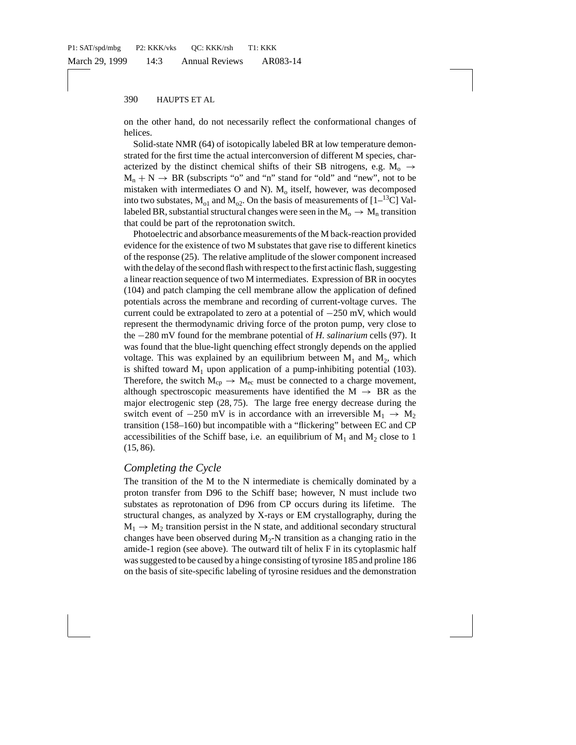on the other hand, do not necessarily reflect the conformational changes of helices.

Solid-state NMR (64) of isotopically labeled BR at low temperature demonstrated for the first time the actual interconversion of different M species, characterized by the distinct chemical shifts of their SB nitrogens, e.g. $M_o \rightarrow M_n + N \rightarrow$ BR (subscripts "o" and "n" stand for "old" and "new", not to be mistaken with intermediates O and N). $M_o$ itself, however, was decomposed into two substates, $M_{o1}$ and $M_{o2}$. On the basis of measurements of [1–$^{13}$C] Vallabeled BR, substantial structural changes were seen in the $M_o \rightarrow M_n$ transition that could be part of the reprotonation switch.

Photoelectric and absorbance measurements of the M back-reaction provided evidence for the existence of two M substates that gave rise to different kinetics of the response (25). The relative amplitude of the slower component increased with the delay of the second flash with respect to the first actinic flash, suggesting a linear reaction sequence of two M intermediates. Expression of BR in oocytes (104) and patch clamping the cell membrane allow the application of defined potentials across the membrane and recording of current-voltage curves. The current could be extrapolated to zero at a potential of −250 mV, which would represent the thermodynamic driving force of the proton pump, very close to the −280 mV found for the membrane potential of *H. salinarium* cells (97). It was found that the blue-light quenching effect strongly depends on the applied voltage. This was explained by an equilibrium between $M_1$ and $M_2$, which is shifted toward $M_1$ upon application of a pump-inhibiting potential (103). Therefore, the switch $M_{cp} \rightarrow M_{ec}$ must be connected to a charge movement, although spectroscopic measurements have identified the M → BR as the major electrogenic step (28, 75). The large free energy decrease during the switch event of −250 mV is in accordance with an irreversible $M_1 \rightarrow M_2$ transition (158–160) but incompatible with a "flickering" between EC and CP accessibilities of the Schiff base, i.e. an equilibrium of $M_1$ and $M_2$ close to 1 (15, 86).

### *Completing the Cycle*

The transition of the M to the N intermediate is chemically dominated by a proton transfer from D96 to the Schiff base; however, N must include two substates as reprotonation of D96 from CP occurs during its lifetime. The structural changes, as analyzed by X-rays or EM crystallography, during the $M_1 \rightarrow M_2$ transition persist in the N state, and additional secondary structural changes have been observed during $M_2$-N transition as a changing ratio in the amide-1 region (see above). The outward tilt of helix F in its cytoplasmic half was suggested to be caused by a hinge consisting of tyrosine 185 and proline 186 on the basis of site-specific labeling of tyrosine residues and the demonstration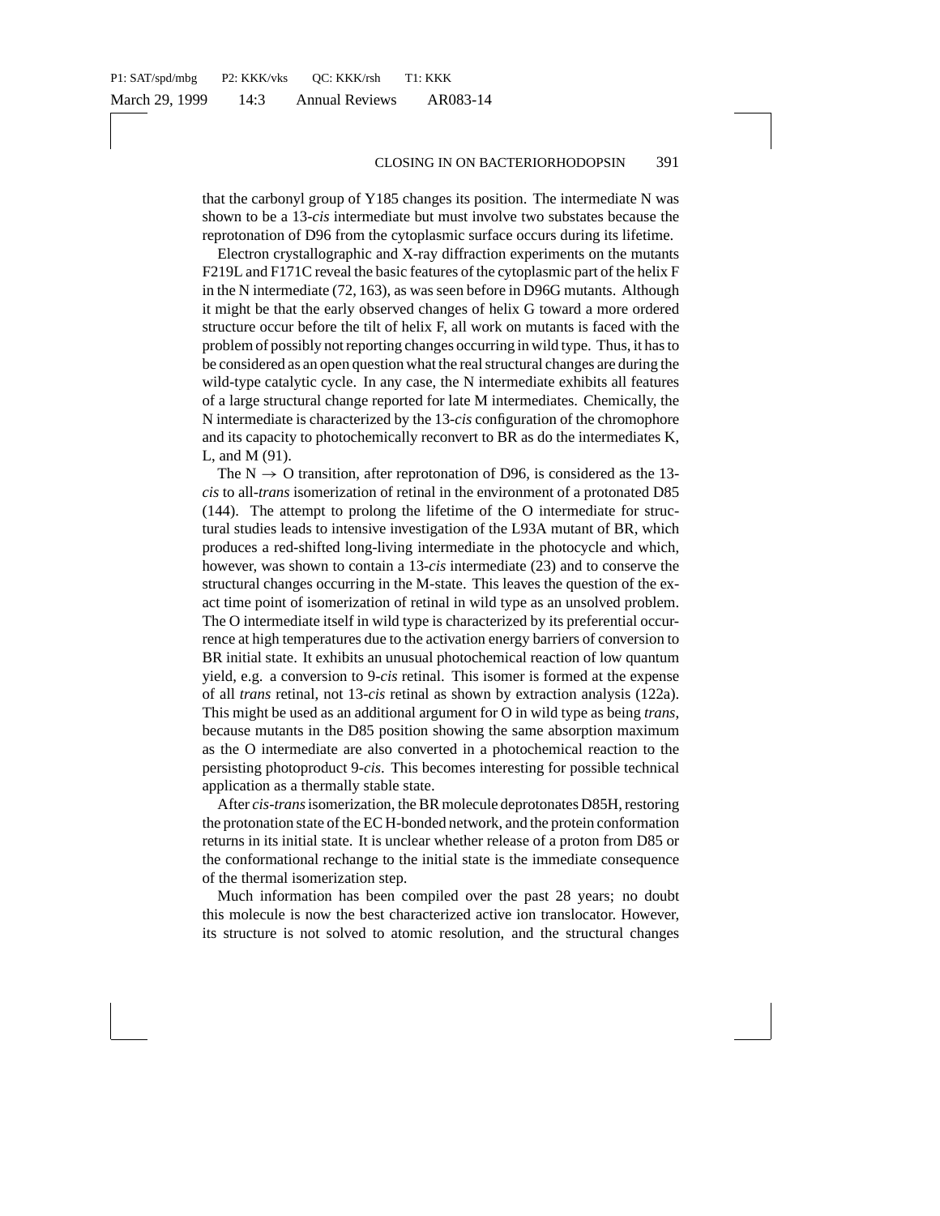that the carbonyl group of Y185 changes its position. The intermediate N was shown to be a 13-*cis* intermediate but must involve two substates because the reprotonation of D96 from the cytoplasmic surface occurs during its lifetime.

Electron crystallographic and X-ray diffraction experiments on the mutants F219L and F171C reveal the basic features of the cytoplasmic part of the helix F in the N intermediate (72, 163), as was seen before in D96G mutants. Although it might be that the early observed changes of helix G toward a more ordered structure occur before the tilt of helix F, all work on mutants is faced with the problem of possibly not reporting changes occurring in wild type. Thus, it has to be considered as an open question what the real structural changes are during the wild-type catalytic cycle. In any case, the N intermediate exhibits all features of a large structural change reported for late M intermediates. Chemically, the N intermediate is characterized by the 13-*cis* configuration of the chromophore and its capacity to photochemically reconvert to BR as do the intermediates K, L, and M (91).

The N $\rightarrow$ O transition, after reprotonation of D96, is considered as the 13-*cis* to all-*trans* isomerization of retinal in the environment of a protonated D85 (144). The attempt to prolong the lifetime of the O intermediate for structural studies leads to intensive investigation of the L93A mutant of BR, which produces a red-shifted long-living intermediate in the photocycle and which, however, was shown to contain a 13-*cis* intermediate (23) and to conserve the structural changes occurring in the M-state. This leaves the question of the exact time point of isomerization of retinal in wild type as an unsolved problem. The O intermediate itself in wild type is characterized by its preferential occurrence at high temperatures due to the activation energy barriers of conversion to BR initial state. It exhibits an unusual photochemical reaction of low quantum yield, e.g. a conversion to 9-*cis* retinal. This isomer is formed at the expense of all *trans* retinal, not 13-*cis* retinal as shown by extraction analysis (122a). This might be used as an additional argument for O in wild type as being *trans*, because mutants in the D85 position showing the same absorption maximum as the O intermediate are also converted in a photochemical reaction to the persisting photoproduct 9-*cis*. This becomes interesting for possible technical application as a thermally stable state.

After *cis-trans* isomerization, the BR molecule deprotonates D85H, restoring the protonation state of the EC H-bonded network, and the protein conformation returns in its initial state. It is unclear whether release of a proton from D85 or the conformational rechange to the initial state is the immediate consequence of the thermal isomerization step.

Much information has been compiled over the past 28 years; no doubt this molecule is now the best characterized active ion translocator. However, its structure is not solved to atomic resolution, and the structural changes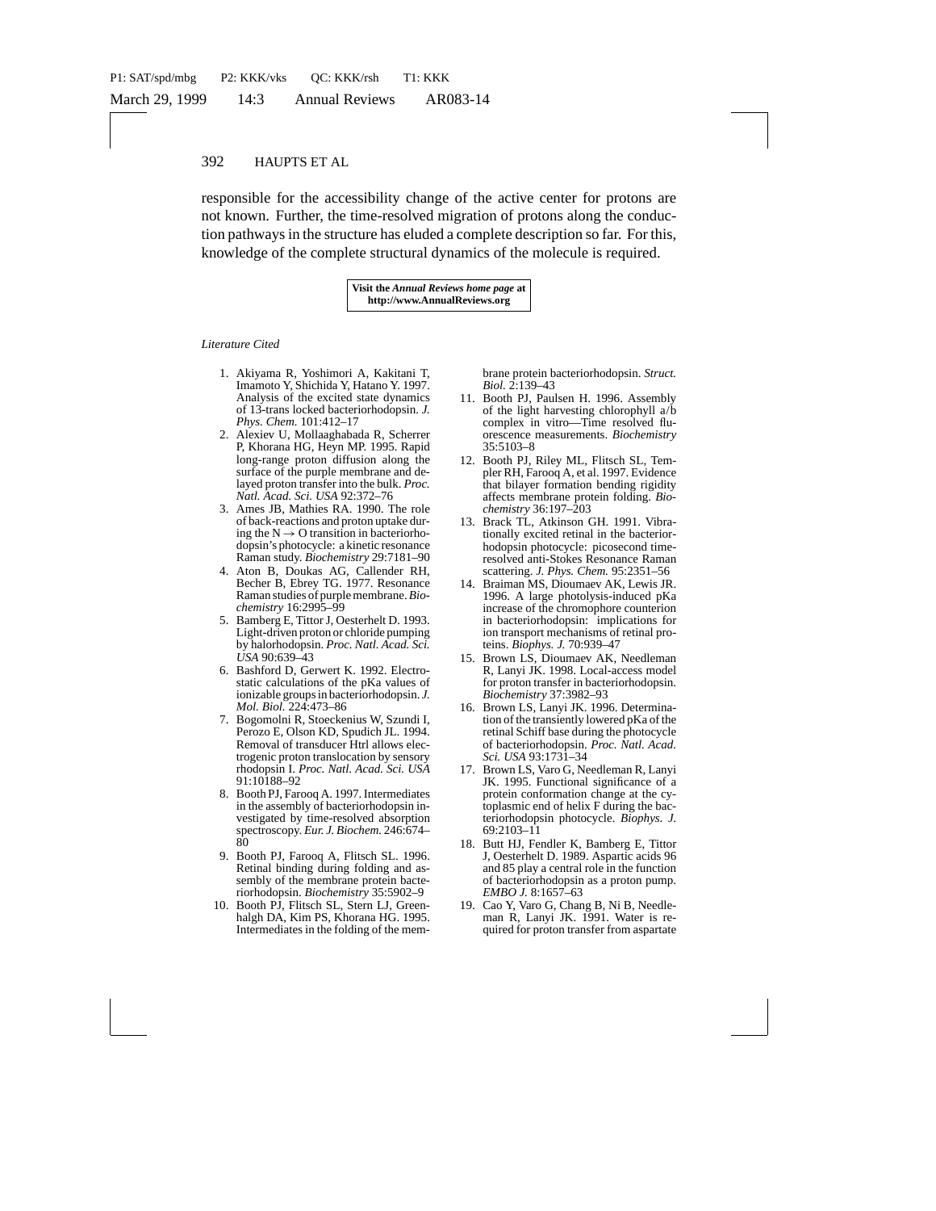responsible for the accessibility change of the active center for protons are not known. Further, the time-resolved migration of protons along the conduction pathways in the structure has eluded a complete description so far. For this, knowledge of the complete structural dynamics of the molecule is required.

**Visit the *Annual Reviews home page* at**
**http://www.AnnualReviews.org**

*Literature Cited*

1. Akiyama R, Yoshimori A, Kakitani T, Imamoto Y, Shichida Y, Hatano Y. 1997. Analysis of the excited state dynamics of 13-trans locked bacteriorhodopsin. *J. Phys. Chem.* 101:412–17
2. Alexiev U, Mollaaghababa R, Scherrer P, Khorana HG, Heyn MP. 1995. Rapid long-range proton diffusion along the surface of the purple membrane and delayed proton transfer into the bulk. *Proc. Natl. Acad. Sci. USA* 92:372–76
3. Ames JB, Mathies RA. 1990. The role of back-reactions and proton uptake during the N → O transition in bacteriorhodopsin's photocycle: a kinetic resonance Raman study. *Biochemistry* 29:7181–90
4. Aton B, Doukas AG, Callender RH, Becher B, Ebrey TG. 1977. Resonance Raman studies of purple membrane. *Biochemistry* 16:2995–99
5. Bamberg E, Tittor J, Oesterhelt D. 1993. Light-driven proton or chloride pumping by halorhodopsin. *Proc. Natl. Acad. Sci. USA* 90:639–43
6. Bashford D, Gerwert K. 1992. Electrostatic calculations of the pKa values of ionizable groups in bacteriorhodopsin. *J. Mol. Biol.* 224:473–86
7. Bogomolni R, Stoeckenius W, Szundi I, Perozo E, Olson KD, Spudich JL. 1994. Removal of transducer HtrI allows electrogenic proton translocation by sensory rhodopsin I. *Proc. Natl. Acad. Sci. USA* 91:10188–92
8. Booth PJ, Farooq A. 1997. Intermediates in the assembly of bacteriorhodopsin investigated by time-resolved absorption spectroscopy. *Eur. J. Biochem.* 246:674–80
9. Booth PJ, Farooq A, Flitsch SL. 1996. Retinal binding during folding and assembly of the membrane protein bacteriorhodopsin. *Biochemistry* 35:5902–9
10. Booth PJ, Flitsch SL, Stern LJ, Greenhalgh DA, Kim PS, Khorana HG. 1995. Intermediates in the folding of the membrane protein bacteriorhodopsin. *Struct. Biol.* 2:139–43
11. Booth PJ, Paulsen H. 1996. Assembly of the light harvesting chlorophyll a/b complex in vitro—Time resolved fluorescence measurements. *Biochemistry* 35:5103–8
12. Booth PJ, Riley ML, Flitsch SL, Templer RH, Farooq A, et al. 1997. Evidence that bilayer formation bending rigidity affects membrane protein folding. *Biochemistry* 36:197–203
13. Brack TL, Atkinson GH. 1991. Vibrationally excited retinal in the bacteriorhodopsin photocycle: picosecond time-resolved anti-Stokes Resonance Raman scattering. *J. Phys. Chem.* 95:2351–56
14. Braiman MS, Dioumaev AK, Lewis JR. 1996. A large photolysis-induced pKa increase of the chromophore counterion in bacteriorhodopsin: implications for ion transport mechanisms of retinal proteins. *Biophys. J.* 70:939–47
15. Brown LS, Dioumaev AK, Needleman R, Lanyi JK. 1998. Local-access model for proton transfer in bacteriorhodopsin. *Biochemistry* 37:3982–93
16. Brown LS, Lanyi JK. 1996. Determination of the transiently lowered pKa of the retinal Schiff base during the photocycle of bacteriorhodopsin. *Proc. Natl. Acad. Sci. USA* 93:1731–34
17. Brown LS, Varo G, Needleman R, Lanyi JK. 1995. Functional significance of a protein conformation change at the cytoplasmic end of helix F during the bacteriorhodopsin photocycle. *Biophys. J.* 69:2103–11
18. Butt HJ, Fendler K, Bamberg E, Tittor J, Oesterhelt D. 1989. Aspartic acids 96 and 85 play a central role in the function of bacteriorhodopsin as a proton pump. *EMBO J.* 8:1657–63
19. Cao Y, Varo G, Chang B, Ni B, Needleman R, Lanyi JK. 1991. Water is required for proton transfer from aspartate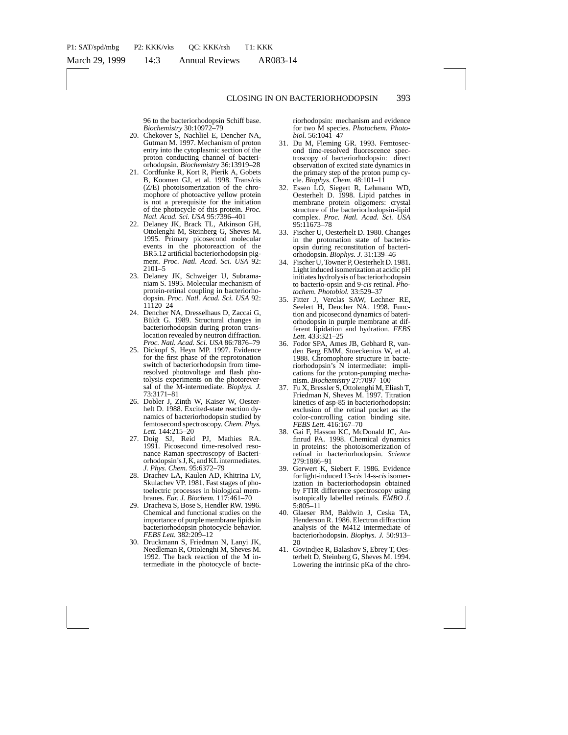96 to the bacteriorhodopsin Schiff base. *Biochemistry* 30:10972–79

20. Chekover S, Nachliel E, Dencher NA, Gutman M. 1997. Mechanism of proton entry into the cytoplasmic section of the proton conducting channel of bacteriorhodopsin. *Biochemistry* 36:13919–28
21. Cordfunke R, Kort R, Pierik A, Gobets B, Koomen GJ, et al. 1998. Trans/cis (Z/E) photoisomerization of the chromophore of photoactive yellow protein is not a prerequisite for the initiation of the photocycle of this protein. *Proc. Natl. Acad. Sci. USA* 95:7396–401
22. Delaney JK, Brack TL, Atkinson GH, Ottolenghi M, Steinberg G, Sheves M. 1995. Primary picosecond molecular events in the photoreaction of the BR5.12 artificial bacteriorhodopsin pigment. *Proc. Natl. Acad. Sci. USA* 92: 2101–5
23. Delaney JK, Schweiger U, Subramaniam S. 1995. Molecular mechanism of protein-retinal coupling in bacteriorhodopsin. *Proc. Natl. Acad. Sci. USA* 92: 11120–24
24. Dencher NA, Dresselhaus D, Zaccai G, Büldt G. 1989. Structural changes in bacteriorhodopsin during proton translocation revealed by neutron diffraction. *Proc. Natl. Acad. Sci. USA* 86:7876–79
25. Dickopf S, Heyn MP. 1997. Evidence for the first phase of the reprotonation switch of bacteriorhodopsin from time-resolved photovoltage and flash photolysis experiments on the photoreversal of the M-intermediate. *Biophys. J.* 73:3171–81
26. Dobler J, Zinth W, Kaiser W, Oesterhelt D. 1988. Excited-state reaction dynamics of bacteriorhodopsin studied by femtosecond spectroscopy. *Chem. Phys. Lett.* 144:215–20
27. Doig SJ, Reid PJ, Mathies RA. 1991. Picosecond time-resolved resonance Raman spectroscopy of Bacteriorhodopsin's J, K, and KL intermediates. *J. Phys. Chem.* 95:6372–79
28. Drachev LA, Kaulen AD, Khitrina LV, Skulachev VP. 1981. Fast stages of photoelectric processes in biological membranes. *Eur. J. Biochem.* 117:461–70
29. Dracheva S, Bose S, Hendler RW. 1996. Chemical and functional studies on the importance of purple membrane lipids in bacteriorhodopsin photocycle behavior. *FEBS Lett.* 382:209–12
30. Druckmann S, Friedman N, Lanyi JK, Needleman R, Ottolenghi M, Sheves M. 1992. The back reaction of the M intermediate in the photocycle of bacteriorhodopsin: mechanism and evidence for two M species. *Photochem. Photobiol.* 56:1041–47
31. Du M, Fleming GR. 1993. Femtosecond time-resolved fluorescence spectroscopy of bacteriorhodopsin: direct observation of excited state dynamics in the primary step of the proton pump cycle. *Biophys. Chem.* 48:101–11
32. Essen LO, Siegert R, Lehmann WD, Oesterhelt D. 1998. Lipid patches in membrane protein oligomers: crystal structure of the bacteriorhodopsin-lipid complex. *Proc. Natl. Acad. Sci. USA* 95:11673–78
33. Fischer U, Oesterhelt D. 1980. Changes in the protonation state of bacterio-opsin during reconstitution of bacteriorhodopsin. *Biophys. J.* 31:139–46
34. Fischer U, Towner P, Oesterhelt D. 1981. Light induced isomerization at acidic pH initiates hydrolysis of bacteriorhodopsin to bacterio-opsin and 9-*cis* retinal. *Photochem. Photobiol.* 33:529–37
35. Fitter J, Verclas SAW, Lechner RE, Seelert H, Dencher NA. 1998. Function and picosecond dynamics of bateriorhodopsin in purple membrane at different lipidation and hydration. *FEBS Lett.* 433:321–25
36. Fodor SPA, Ames JB, Gebhard R, vanden Berg EMM, Stoeckenius W, et al. 1988. Chromophore structure in bacteriorhodopsin's N intermediate: implications for the proton-pumping mechanism. *Biochemistry* 27:7097–100
37. Fu X, Bressler S, Ottolenghi M, Eliash T, Friedman N, Sheves M. 1997. Titration kinetics of asp-85 in bacteriorhodopsin: exclusion of the retinal pocket as the color-controlling cation binding site. *FEBS Lett.* 416:167–70
38. Gai F, Hasson KC, McDonald JC, Anfinrud PA. 1998. Chemical dynamics in proteins: the photoisomerization of retinal in bacteriorhodopsin. *Science* 279:1886–91
39. Gerwert K, Siebert F. 1986. Evidence for light-induced 13-*cis* 14-s-*cis* isomerization in bacteriorhodopsin obtained by FTIR difference spectroscopy using isotopically labelled retinals. *EMBO J.* 5:805–11
40. Glaeser RM, Baldwin J, Ceska TA, Henderson R. 1986. Electron diffraction analysis of the M412 intermediate of bacteriorhodopsin. *Biophys. J.* 50:913–20
41. Govindjee R, Balashov S, Ebrey T, Oesterhelt D, Steinberg G, Sheves M. 1994. Lowering the intrinsic pKa of the chro-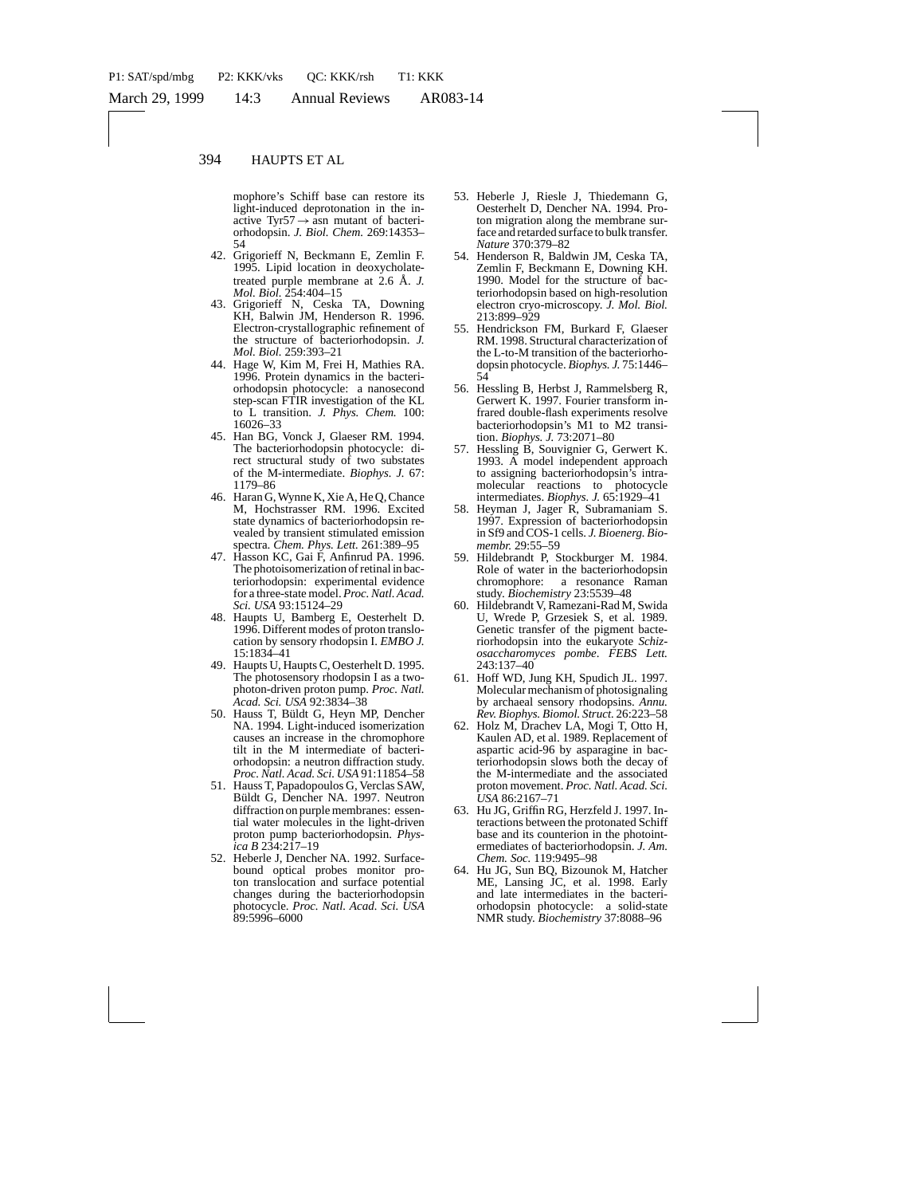mophore's Schiff base can restore its light-induced deprotonation in the inactive Tyr57 → asn mutant of bacteriorhodopsin. *J. Biol. Chem.* 269:14353–54

42. Grigorieff N, Beckmann E, Zemlin F. 1995. Lipid location in deoxycholate-treated purple membrane at 2.6 Å. *J. Mol. Biol.* 254:404–15
43. Grigorieff N, Ceska TA, Downing KH, Balwin JM, Henderson R. 1996. Electron-crystallographic refinement of the structure of bacteriorhodopsin. *J. Mol. Biol.* 259:393–21
44. Hage W, Kim M, Frei H, Mathies RA. 1996. Protein dynamics in the bacteriorhodopsin photocycle: a nanosecond step-scan FTIR investigation of the KL to L transition. *J. Phys. Chem.* 100: 16026–33
45. Han BG, Vonck J, Glaeser RM. 1994. The bacteriorhodopsin photocycle: direct structural study of two substates of the M-intermediate. *Biophys. J.* 67: 1179–86
46. Haran G, Wynne K, Xie A, He Q, Chance M, Hochstrasser RM. 1996. Excited state dynamics of bacteriorhodopsin revealed by transient stimulated emission spectra. *Chem. Phys. Lett.* 261:389–95
47. Hasson KC, Gai F, Anfinrud PA. 1996. The photoisomerization of retinal in bacteriorhodopsin: experimental evidence for a three-state model. *Proc. Natl. Acad. Sci. USA* 93:15124–29
48. Haupts U, Bamberg E, Oesterhelt D. 1996. Different modes of proton translocation by sensory rhodopsin I. *EMBO J.* 15:1834–41
49. Haupts U, Haupts C, Oesterhelt D. 1995. The photosensory rhodopsin I as a two-photon-driven proton pump. *Proc. Natl. Acad. Sci. USA* 92:3834–38
50. Hauss T, Büldt G, Heyn MP, Dencher NA. 1994. Light-induced isomerization causes an increase in the chromophore tilt in the M intermediate of bacteriorhodopsin: a neutron diffraction study. *Proc. Natl. Acad. Sci. USA* 91:11854–58
51. Hauss T, Papadopoulos G, Verclas SAW, Büldt G, Dencher NA. 1997. Neutron diffraction on purple membranes: essential water molecules in the light-driven proton pump bacteriorhodopsin. *Physica B* 234:217–19
52. Heberle J, Dencher NA. 1992. Surface-bound optical probes monitor proton translocation and surface potential changes during the bacteriorhodopsin photocycle. *Proc. Natl. Acad. Sci. USA* 89:5996–6000
53. Heberle J, Riesle J, Thiedemann G, Oesterhelt D, Dencher NA. 1994. Proton migration along the membrane surface and retarded surface to bulk transfer. *Nature* 370:379–82
54. Henderson R, Baldwin JM, Ceska TA, Zemlin F, Beckmann E, Downing KH. 1990. Model for the structure of bacteriorhodopsin based on high-resolution electron cryo-microscopy. *J. Mol. Biol.* 213:899–929
55. Hendrickson FM, Burkard F, Glaeser RM. 1998. Structural characterization of the L-to-M transition of the bacteriorhodopsin photocycle. *Biophys. J.* 75:1446–54
56. Hessling B, Herbst J, Rammelsberg R, Gerwert K. 1997. Fourier transform infrared double-flash experiments resolve bacteriorhodopsin's M1 to M2 transition. *Biophys. J.* 73:2071–80
57. Hessling B, Souvignier G, Gerwert K. 1993. A model independent approach to assigning bacteriorhodopsin's intramolecular reactions to photocycle intermediates. *Biophys. J.* 65:1929–41
58. Heyman J, Jager R, Subramaniam S. 1997. Expression of bacteriorhodopsin in Sf9 and COS-1 cells. *J. Bioenerg. Biomembr.* 29:55–59
59. Hildebrandt P, Stockburger M. 1984. Role of water in the bacteriorhodopsin chromophore: a resonance Raman study. *Biochemistry* 23:5539–48
60. Hildebrandt V, Ramezani-Rad M, Swida U, Wrede P, Grzesiek S, et al. 1989. Genetic transfer of the pigment bacteriorhodopsin into the eukaryote *Schizosaccharomyces pombe*. *FEBS Lett.* 243:137–40
61. Hoff WD, Jung KH, Spudich JL. 1997. Molecular mechanism of photosignaling by archaeal sensory rhodopsins. *Annu. Rev. Biophys. Biomol. Struct.* 26:223–58
62. Holz M, Drachev LA, Mogi T, Otto H, Kaulen AD, et al. 1989. Replacement of aspartic acid-96 by asparagine in bacteriorhodopsin slows both the decay of the M-intermediate and the associated proton movement. *Proc. Natl. Acad. Sci. USA* 86:2167–71
63. Hu JG, Griffin RG, Herzfeld J. 1997. Interactions between the protonated Schiff base and its counterion in the photointermediates of bacteriorhodopsin. *J. Am. Chem. Soc.* 119:9495–98
64. Hu JG, Sun BQ, Bizounok M, Hatcher ME, Lansing JC, et al. 1998. Early and late intermediates in the bacteriorhodopsin photocycle: a solid-state NMR study. *Biochemistry* 37:8088–96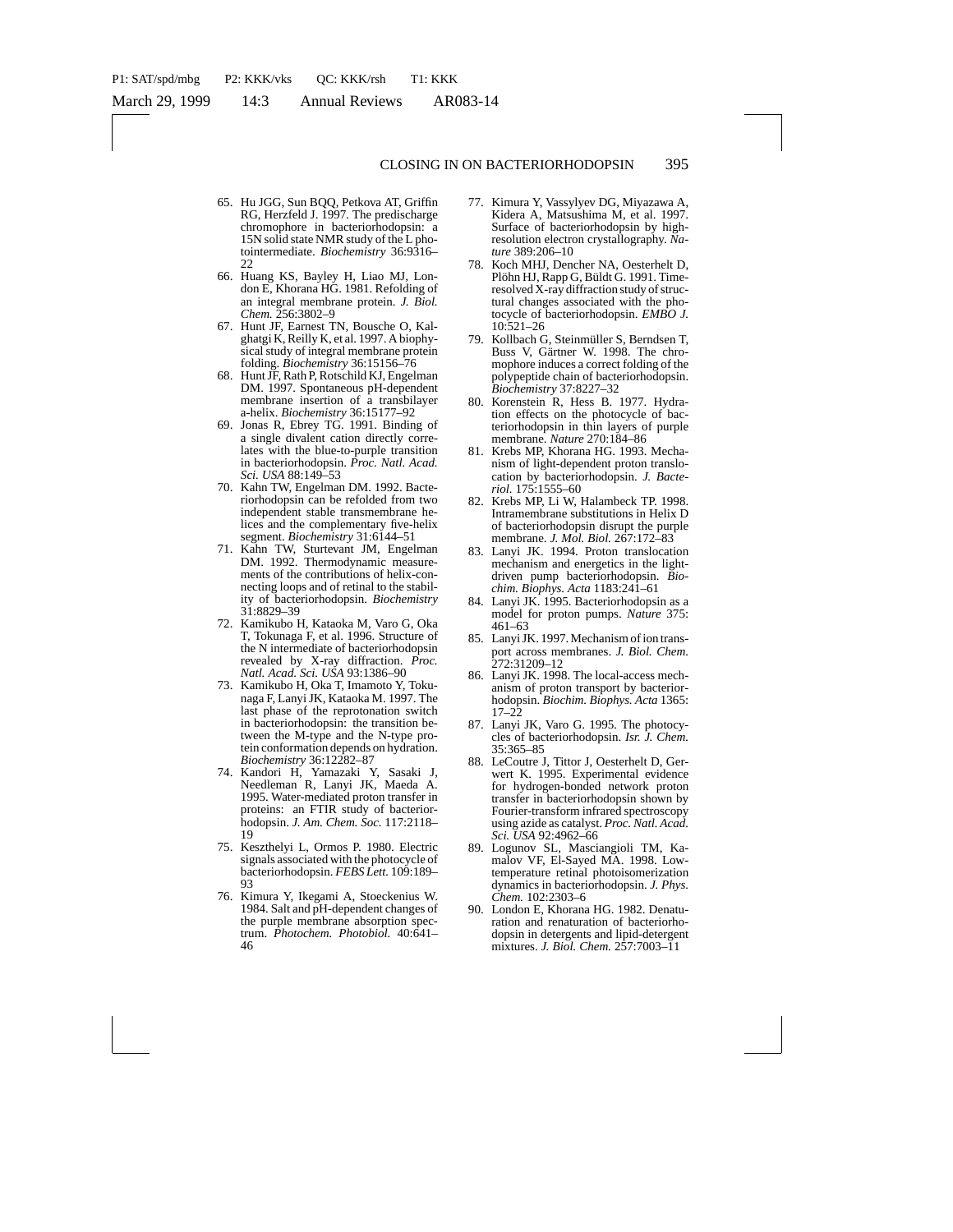65. Hu JGG, Sun BQQ, Petkova AT, Griffin RG, Herzfeld J. 1997. The predischarge chromophore in bacteriorhodopsin: a 15N solid state NMR study of the L photointermediate. *Biochemistry* 36:9316–22
66. Huang KS, Bayley H, Liao MJ, London E, Khorana HG. 1981. Refolding of an integral membrane protein. *J. Biol. Chem.* 256:3802–9
67. Hunt JF, Earnest TN, Bousche O, Kalghatgi K, Reilly K, et al. 1997. A biophysical study of integral membrane protein folding. *Biochemistry* 36:15156–76
68. Hunt JF, Rath P, Rotschild KJ, Engelman DM. 1997. Spontaneous pH-dependent membrane insertion of a transbilayer a-helix. *Biochemistry* 36:15177–92
69. Jonas R, Ebrey TG. 1991. Binding of a single divalent cation directly correlates with the blue-to-purple transition in bacteriorhodopsin. *Proc. Natl. Acad. Sci. USA* 88:149–53
70. Kahn TW, Engelman DM. 1992. Bacteriorhodopsin can be refolded from two independent stable transmembrane helices and the complementary five-helix segment. *Biochemistry* 31:6144–51
71. Kahn TW, Sturtevant JM, Engelman DM. 1992. Thermodynamic measurements of the contributions of helix-connecting loops and of retinal to the stability of bacteriorhodopsin. *Biochemistry* 31:8829–39
72. Kamikubo H, Kataoka M, Varo G, Oka T, Tokunaga F, et al. 1996. Structure of the N intermediate of bacteriorhodopsin revealed by X-ray diffraction. *Proc. Natl. Acad. Sci. USA* 93:1386–90
73. Kamikubo H, Oka T, Imamoto Y, Tokunaga F, Lanyi JK, Kataoka M. 1997. The last phase of the reprotonation switch in bacteriorhodopsin: the transition between the M-type and the N-type protein conformation depends on hydration. *Biochemistry* 36:12282–87
74. Kandori H, Yamazaki Y, Sasaki J, Needleman R, Lanyi JK, Maeda A. 1995. Water-mediated proton transfer in proteins: an FTIR study of bacteriorhodopsin. *J. Am. Chem. Soc.* 117:2118–19
75. Keszthelyi L, Ormos P. 1980. Electric signals associated with the photocycle of bacteriorhodopsin. *FEBS Lett.* 109:189–93
76. Kimura Y, Ikegami A, Stoeckenius W. 1984. Salt and pH-dependent changes of the purple membrane absorption spectrum. *Photochem. Photobiol.* 40:641–46
77. Kimura Y, Vassylyev DG, Miyazawa A, Kidera A, Matsushima M, et al. 1997. Surface of bacteriorhodopsin by high-resolution electron crystallography. *Nature* 389:206–10
78. Koch MHJ, Dencher NA, Oesterhelt D, Plöhn HJ, Rapp G, Büldt G. 1991. Time-resolved X-ray diffraction study of structural changes associated with the photocycle of bacteriorhodopsin. *EMBO J.* 10:521–26
79. Kollbach G, Steinmüller S, Berndsen T, Buss V, Gärtner W. 1998. The chromophore induces a correct folding of the polypeptide chain of bacteriorhodopsin. *Biochemistry* 37:8227–32
80. Korenstein R, Hess B. 1977. Hydration effects on the photocycle of bacteriorhodopsin in thin layers of purple membrane. *Nature* 270:184–86
81. Krebs MP, Khorana HG. 1993. Mechanism of light-dependent proton translocation by bacteriorhodopsin. *J. Bacteriol.* 175:1555–60
82. Krebs MP, Li W, Halambeck TP. 1998. Intramembrane substitutions in Helix D of bacteriorhodopsin disrupt the purple membrane. *J. Mol. Biol.* 267:172–83
83. Lanyi JK. 1994. Proton translocation mechanism and energetics in the light-driven pump bacteriorhodopsin. *Biochim. Biophys. Acta* 1183:241–61
84. Lanyi JK. 1995. Bacteriorhodopsin as a model for proton pumps. *Nature* 375: 461–63
85. Lanyi JK. 1997. Mechanism of ion transport across membranes. *J. Biol. Chem.* 272:31209–12
86. Lanyi JK. 1998. The local-access mechanism of proton transport by bacteriorhodopsin. *Biochim. Biophys. Acta* 1365: 17–22
87. Lanyi JK, Varo G. 1995. The photocycles of bacteriorhodopsin. *Isr. J. Chem.* 35:365–85
88. LeCoutre J, Tittor J, Oesterhelt D, Gerwert K. 1995. Experimental evidence for hydrogen-bonded network proton transfer in bacteriorhodopsin shown by Fourier-transform infrared spectroscopy using azide as catalyst. *Proc. Natl. Acad. Sci. USA* 92:4962–66
89. Logunov SL, Masciangioli TM, Kamalov VF, El-Sayed MA. 1998. Low-temperature retinal photoisomerization dynamics in bacteriorhodopsin. *J. Phys. Chem.* 102:2303–6
90. London E, Khorana HG. 1982. Denaturation and renaturation of bacteriorhodopsin in detergents and lipid-detergent mixtures. *J. Biol. Chem.* 257:7003–11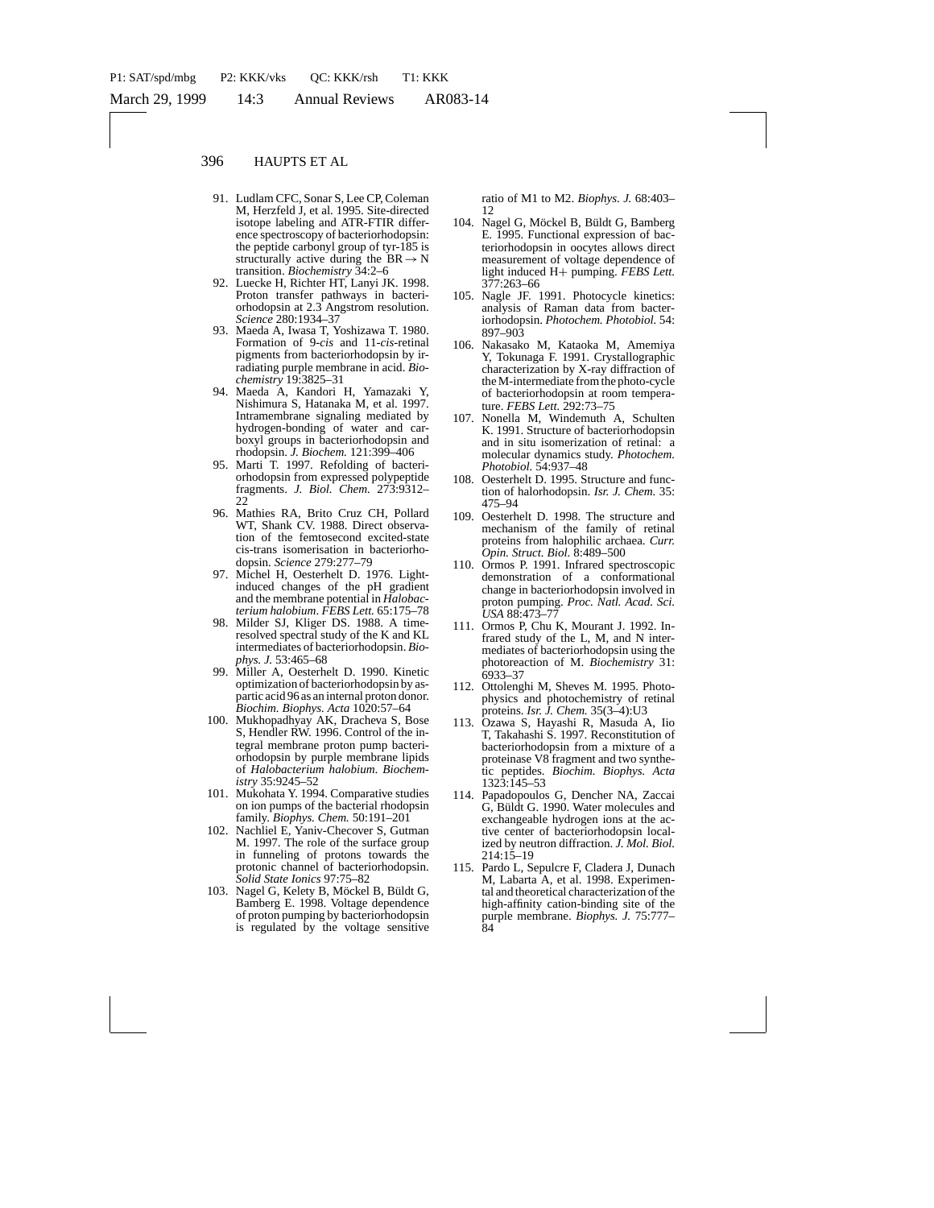91. Ludlam CFC, Sonar S, Lee CP, Coleman M, Herzfeld J, et al. 1995. Site-directed isotope labeling and ATR-FTIR difference spectroscopy of bacteriorhodopsin: the peptide carbonyl group of tyr-185 is structurally active during the BR → N transition. *Biochemistry* 34:2–6
92. Luecke H, Richter HT, Lanyi JK. 1998. Proton transfer pathways in bacteriorhodopsin at 2.3 Angstrom resolution. *Science* 280:1934–37
93. Maeda A, Iwasa T, Yoshizawa T. 1980. Formation of 9-*cis* and 11-*cis*-retinal pigments from bacteriorhodopsin by irradiating purple membrane in acid. *Biochemistry* 19:3825–31
94. Maeda A, Kandori H, Yamazaki Y, Nishimura S, Hatanaka M, et al. 1997. Intramembrane signaling mediated by hydrogen-bonding of water and carboxyl groups in bacteriorhodopsin and rhodopsin. *J. Biochem.* 121:399–406
95. Marti T. 1997. Refolding of bacteriorhodopsin from expressed polypeptide fragments. *J. Biol. Chem.* 273:9312–22
96. Mathies RA, Brito Cruz CH, Pollard WT, Shank CV. 1988. Direct observation of the femtosecond excited-state cis-trans isomerisation in bacteriorhodopsin. *Science* 279:277–79
97. Michel H, Oesterhelt D. 1976. Light-induced changes of the pH gradient and the membrane potential in *Halobacterium halobium*. *FEBS Lett.* 65:175–78
98. Milder SJ, Kliger DS. 1988. A time-resolved spectral study of the K and KL intermediates of bacteriorhodopsin. *Biophys. J.* 53:465–68
99. Miller A, Oesterhelt D. 1990. Kinetic optimization of bacteriorhodopsin by aspartic acid 96 as an internal proton donor. *Biochim. Biophys. Acta* 1020:57–64
100. Mukhopadhyay AK, Dracheva S, Bose S, Hendler RW. 1996. Control of the integral membrane proton pump bacteriorhodopsin by purple membrane lipids of *Halobacterium halobium*. *Biochemistry* 35:9245–52
101. Mukohata Y. 1994. Comparative studies on ion pumps of the bacterial rhodopsin family. *Biophys. Chem.* 50:191–201
102. Nachliel E, Yaniv-Checover S, Gutman M. 1997. The role of the surface group in funneling of protons towards the protonic channel of bacteriorhodopsin. *Solid State Ionics* 97:75–82
103. Nagel G, Kelety B, Möckel B, Büldt G, Bamberg E. 1998. Voltage dependence of proton pumping by bacteriorhodopsin is regulated by the voltage sensitive ratio of M1 to M2. *Biophys. J.* 68:403–12
104. Nagel G, Möckel B, Büldt G, Bamberg E. 1995. Functional expression of bacteriorhodopsin in oocytes allows direct measurement of voltage dependence of light induced H+ pumping. *FEBS Lett.* 377:263–66
105. Nagle JF. 1991. Photocycle kinetics: analysis of Raman data from bacteriorhodopsin. *Photochem. Photobiol.* 54: 897–903
106. Nakasako M, Kataoka M, Amemiya Y, Tokunaga F. 1991. Crystallographic characterization by X-ray diffraction of the M-intermediate from the photo-cycle of bacteriorhodopsin at room temperature. *FEBS Lett.* 292:73–75
107. Nonella M, Windemuth A, Schulten K. 1991. Structure of bacteriorhodopsin and in situ isomerization of retinal: a molecular dynamics study. *Photochem. Photobiol.* 54:937–48
108. Oesterhelt D. 1995. Structure and function of halorhodopsin. *Isr. J. Chem.* 35: 475–94
109. Oesterhelt D. 1998. The structure and mechanism of the family of retinal proteins from halophilic archaea. *Curr. Opin. Struct. Biol.* 8:489–500
110. Ormos P. 1991. Infrared spectroscopic demonstration of a conformational change in bacteriorhodopsin involved in proton pumping. *Proc. Natl. Acad. Sci. USA* 88:473–77
111. Ormos P, Chu K, Mourant J. 1992. Infrared study of the L, M, and N intermediates of bacteriorhodopsin using the photoreaction of M. *Biochemistry* 31: 6933–37
112. Ottolenghi M, Sheves M. 1995. Photophysics and photochemistry of retinal proteins. *Isr. J. Chem.* 35(3–4):U3
113. Ozawa S, Hayashi R, Masuda A, Iio T, Takahashi S. 1997. Reconstitution of bacteriorhodopsin from a mixture of a proteinase V8 fragment and two synthetic peptides. *Biochim. Biophys. Acta* 1323:145–53
114. Papadopoulos G, Dencher NA, Zaccai G, Büldt G. 1990. Water molecules and exchangeable hydrogen ions at the active center of bacteriorhodopsin localized by neutron diffraction. *J. Mol. Biol.* 214:15–19
115. Pardo L, Sepulcre F, Cladera J, Dunach M, Labarta A, et al. 1998. Experimental and theoretical characterization of the high-affinity cation-binding site of the purple membrane. *Biophys. J.* 75:777–84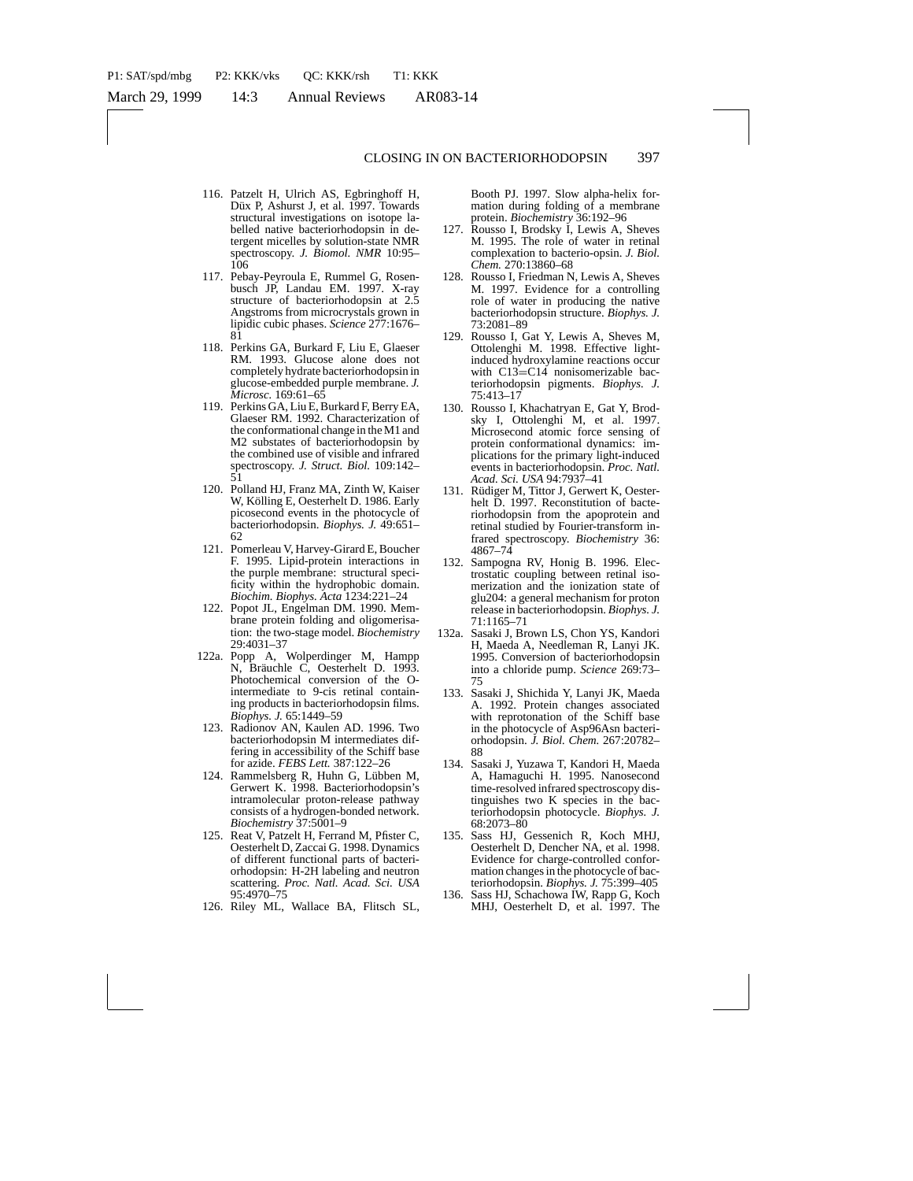116. Patzelt H, Ulrich AS, Egbringhoff H, Düx P, Ashurst J, et al. 1997. Towards structural investigations on isotope labelled native bacteriorhodopsin in detergent micelles by solution-state NMR spectroscopy. *J. Biomol. NMR* 10:95–106
117. Pebay-Peyroula E, Rummel G, Rosenbusch JP, Landau EM. 1997. X-ray structure of bacteriorhodopsin at 2.5 Angstroms from microcrystals grown in lipidic cubic phases. *Science* 277:1676–81
118. Perkins GA, Burkard F, Liu E, Glaeser RM. 1993. Glucose alone does not completely hydrate bacteriorhodopsin in glucose-embedded purple membrane. *J. Microsc.* 169:61–65
119. Perkins GA, Liu E, Burkard F, Berry EA, Glaeser RM. 1992. Characterization of the conformational change in the M1 and M2 substates of bacteriorhodopsin by the combined use of visible and infrared spectroscopy. *J. Struct. Biol.* 109:142–51
120. Polland HJ, Franz MA, Zinth W, Kaiser W, Kölling E, Oesterhelt D. 1986. Early picosecond events in the photocycle of bacteriorhodopsin. *Biophys. J.* 49:651–62
121. Pomerleau V, Harvey-Girard E, Boucher F. 1995. Lipid-protein interactions in the purple membrane: structural specificity within the hydrophobic domain. *Biochim. Biophys. Acta* 1234:221–24
122. Popot JL, Engelman DM. 1990. Membrane protein folding and oligomerisation: the two-stage model. *Biochemistry* 29:4031–37

122a. Popp A, Wolperdinger M, Hampp N, Bräuchle C, Oesterhelt D. 1993. Photochemical conversion of the O-intermediate to 9-cis retinal containing products in bacteriorhodopsin films. *Biophys. J.* 65:1449–59

123. Radionov AN, Kaulen AD. 1996. Two bacteriorhodopsin M intermediates differing in accessibility of the Schiff base for azide. *FEBS Lett.* 387:122–26
124. Rammelsberg R, Huhn G, Lübben M, Gerwert K. 1998. Bacteriorhodopsin's intramolecular proton-release pathway consists of a hydrogen-bonded network. *Biochemistry* 37:5001–9
125. Reat V, Patzelt H, Ferrand M, Pfister C, Oesterhelt D, Zaccai G. 1998. Dynamics of different functional parts of bacteriorhodopsin: H-2H labeling and neutron scattering. *Proc. Natl. Acad. Sci. USA* 95:4970–75
126. Riley ML, Wallace BA, Flitsch SL, Booth PJ. 1997. Slow alpha-helix formation during folding of a membrane protein. *Biochemistry* 36:192–96
127. Rousso I, Brodsky I, Lewis A, Sheves M. 1995. The role of water in retinal complexation to bacterio-opsin. *J. Biol. Chem.* 270:13860–68
128. Rousso I, Friedman N, Lewis A, Sheves M. 1997. Evidence for a controlling role of water in producing the native bacteriorhodopsin structure. *Biophys. J.* 73:2081–89
129. Rousso I, Gat Y, Lewis A, Sheves M, Ottolenghi M. 1998. Effective light-induced hydroxylamine reactions occur with C13=C14 nonisomerizable bacteriorhodopsin pigments. *Biophys. J.* 75:413–17
130. Rousso I, Khachatryan E, Gat Y, Brodsky I, Ottolenghi M, et al. 1997. Microsecond atomic force sensing of protein conformational dynamics: implications for the primary light-induced events in bacteriorhodopsin. *Proc. Natl. Acad. Sci. USA* 94:7937–41
131. Rüdiger M, Tittor J, Gerwert K, Oesterhelt D. 1997. Reconstitution of bacteriorhodopsin from the apoprotein and retinal studied by Fourier-transform infrared spectroscopy. *Biochemistry* 36:4867–74
132. Sampogna RV, Honig B. 1996. Electrostatic coupling between retinal isomerization and the ionization state of glu204: a general mechanism for proton release in bacteriorhodopsin. *Biophys. J.* 71:1165–71

132a. Sasaki J, Brown LS, Chon YS, Kandori H, Maeda A, Needleman R, Lanyi JK. 1995. Conversion of bacteriorhodopsin into a chloride pump. *Science* 269:73–75

133. Sasaki J, Shichida Y, Lanyi JK, Maeda A. 1992. Protein changes associated with reprotonation of the Schiff base in the photocycle of Asp96Asn bacteriorhodopsin. *J. Biol. Chem.* 267:20782–88
134. Sasaki J, Yuzawa T, Kandori H, Maeda A, Hamaguchi H. 1995. Nanosecond time-resolved infrared spectroscopy distinguishes two K species in the bacteriorhodopsin photocycle. *Biophys. J.* 68:2073–80
135. Sass HJ, Gessenich R, Koch MHJ, Oesterhelt D, Dencher NA, et al. 1998. Evidence for charge-controlled conformation changes in the photocycle of bacteriorhodopsin. *Biophys. J.* 75:399–405
136. Sass HJ, Schachowa IW, Rapp G, Koch MHJ, Oesterhelt D, et al. 1997. The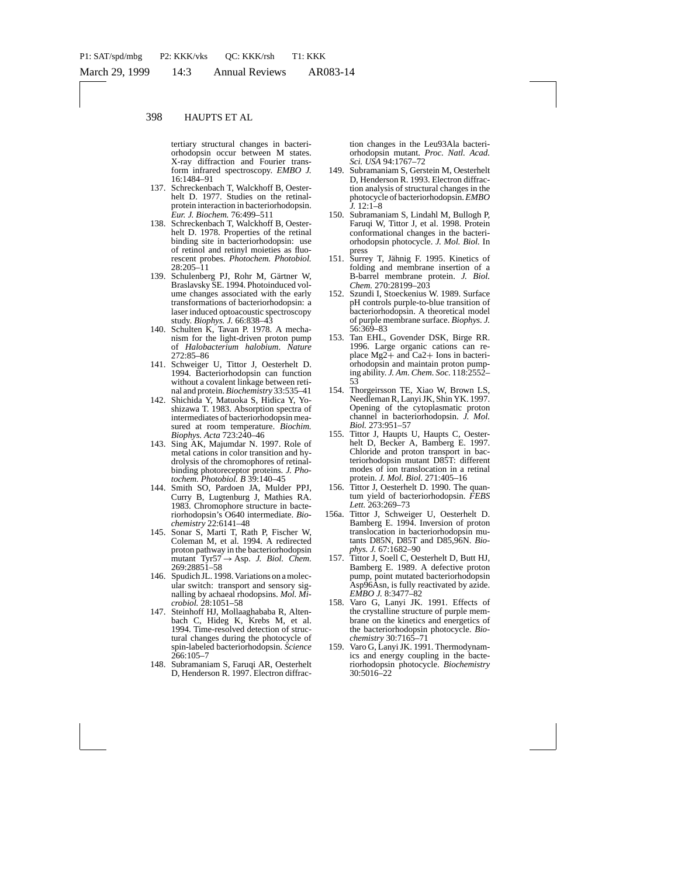tertiary structural changes in bacteriorhodopsin occur between M states. X-ray diffraction and Fourier transform infrared spectroscopy. *EMBO J.* 16:1484–91

137. Schreckenbach T, Walckhoff B, Oesterhelt D. 1977. Studies on the retinal-protein interaction in bacteriorhodopsin. *Eur. J. Biochem.* 76:499–511
138. Schreckenbach T, Walckhoff B, Oesterhelt D. 1978. Properties of the retinal binding site in bacteriorhodopsin: use of retinol and retinyl moieties as fluorescent probes. *Photochem. Photobiol.* 28:205–11
139. Schulenberg PJ, Rohr M, Gärtner W, Braslavsky SE. 1994. Photoinduced volume changes associated with the early transformations of bacteriorhodopsin: a laser induced optoacoustic spectroscopy study. *Biophys. J.* 66:838–43
140. Schulten K, Tavan P. 1978. A mechanism for the light-driven proton pump of *Halobacterium halobium*. *Nature* 272:85–86
141. Schweiger U, Tittor J, Oesterhelt D. 1994. Bacteriorhodopsin can function without a covalent linkage between retinal and protein. *Biochemistry* 33:535–41
142. Shichida Y, Matuoka S, Hidica Y, Yoshizawa T. 1983. Absorption spectra of intermediates of bacteriorhodopsin measured at room temperature. *Biochim. Biophys. Acta* 723:240–46
143. Sing AK, Majumdar N. 1997. Role of metal cations in color transition and hydrolysis of the chromophores of retinal-binding photoreceptor proteins. *J. Photochem. Photobiol. B* 39:140–45
144. Smith SO, Pardoen JA, Mulder PPJ, Curry B, Lugtenburg J, Mathies RA. 1983. Chromophore structure in bacteriorhodopsin's O640 intermediate. *Biochemistry* 22:6141–48
145. Sonar S, Marti T, Rath P, Fischer W, Coleman M, et al. 1994. A redirected proton pathway in the bacteriorhodopsin mutant Tyr57 → Asp. *J. Biol. Chem.* 269:28851–58
146. Spudich JL. 1998. Variations on a molecular switch: transport and sensory signalling by achaeal rhodopsins. *Mol. Microbiol.* 28:1051–58
147. Steinhoff HJ, Mollaaghababa R, Altenbach C, Hideg K, Krebs M, et al. 1994. Time-resolved detection of structural changes during the photocycle of spin-labeled bacteriorhodopsin. *Science* 266:105–7
148. Subramaniam S, Faruqi AR, Oesterhelt D, Henderson R. 1997. Electron diffraction changes in the Leu93Ala bacteriorhodopsin mutant. *Proc. Natl. Acad. Sci. USA* 94:1767–72
149. Subramaniam S, Gerstein M, Oesterhelt D, Henderson R. 1993. Electron diffraction analysis of structural changes in the photocycle of bacteriorhodopsin. *EMBO J.* 12:1–8
150. Subramaniam S, Lindahl M, Bullogh P, Faruqi W, Tittor J, et al. 1998. Protein conformational changes in the bacteriorhodopsin photocycle. *J. Mol. Biol.* In press
151. Surrey T, Jähnig F. 1995. Kinetics of folding and membrane insertion of a B-barrel membrane protein. *J. Biol. Chem.* 270:28199–203
152. Szundi I, Stoeckenius W. 1989. Surface pH controls purple-to-blue transition of bacteriorhodopsin. A theoretical model of purple membrane surface. *Biophys. J.* 56:369–83
153. Tan EHL, Govender DSK, Birge RR. 1996. Large organic cations can replace Mg2+ and Ca2+ Ions in bacteriorhodopsin and maintain proton pumping ability. *J. Am. Chem. Soc.* 118:2552–53
154. Thorgeirsson TE, Xiao W, Brown LS, Needleman R, Lanyi JK, Shin YK. 1997. Opening of the cytoplasmatic proton channel in bacteriorhodopsin. *J. Mol. Biol.* 273:951–57
155. Tittor J, Haupts U, Haupts C, Oesterhelt D, Becker A, Bamberg E. 1997. Chloride and proton transport in bacteriorhodopsin mutant D85T: different modes of ion translocation in a retinal protein. *J. Mol. Biol.* 271:405–16
156. Tittor J, Oesterhelt D. 1990. The quantum yield of bacteriorhodopsin. *FEBS Lett.* 263:269–73

156a. Tittor J, Schweiger U, Oesterhelt D. Bamberg E. 1994. Inversion of proton translocation in bacteriorhodopsin mutants D85N, D85T and D85,96N. *Biophys. J.* 67:1682–90

157. Tittor J, Soell C, Oesterhelt D, Butt HJ, Bamberg E. 1989. A defective proton pump, point mutated bacteriorhodopsin Asp96Asn, is fully reactivated by azide. *EMBO J.* 8:3477–82
158. Varo G, Lanyi JK. 1991. Effects of the crystalline structure of purple membrane on the kinetics and energetics of the bacteriorhodopsin photocycle. *Biochemistry* 30:7165–71
159. Varo G, Lanyi JK. 1991. Thermodynamics and energy coupling in the bacteriorhodopsin photocycle. *Biochemistry* 30:5016–22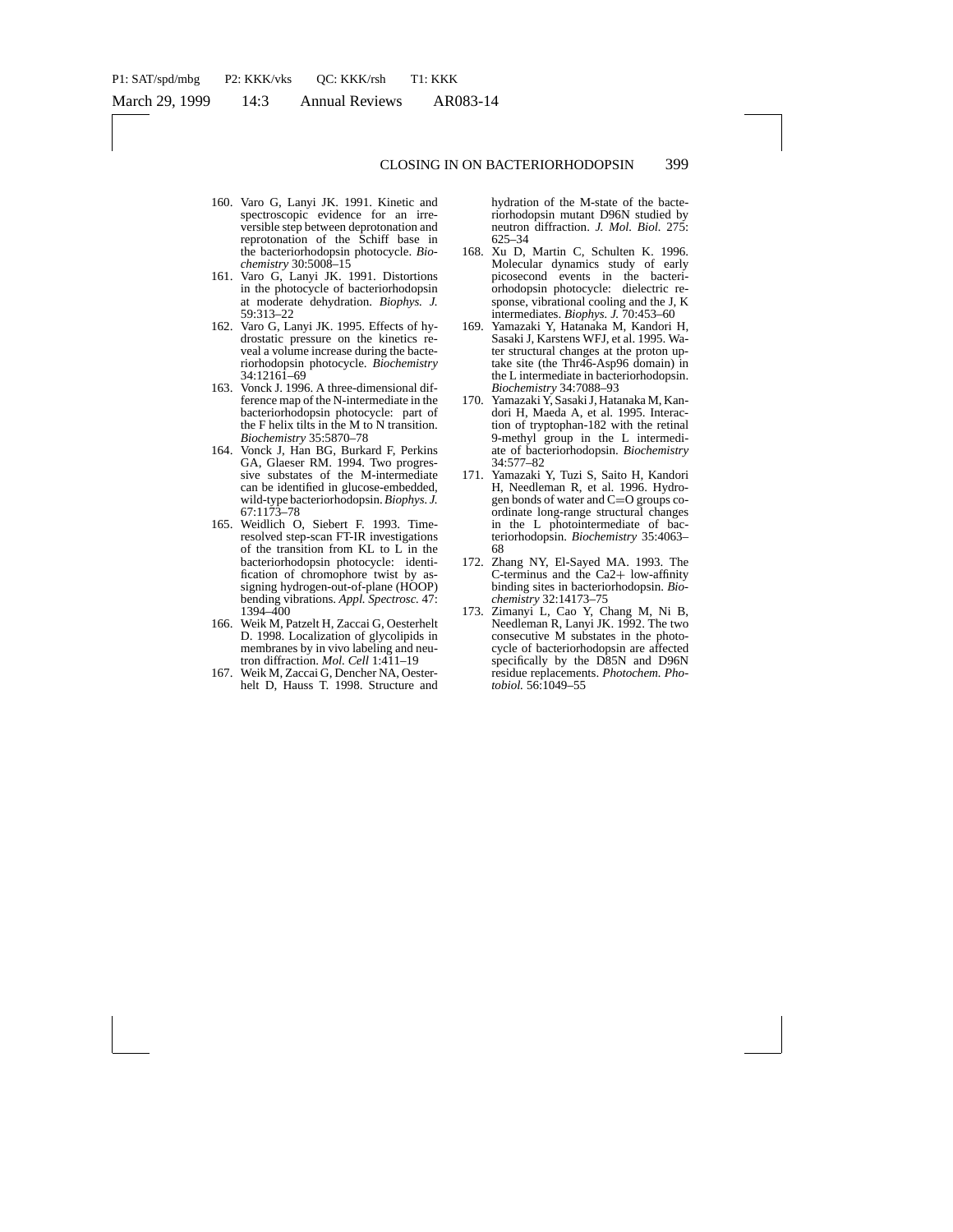160. Varo G, Lanyi JK. 1991. Kinetic and spectroscopic evidence for an irreversible step between deprotonation and reprotonation of the Schiff base in the bacteriorhodopsin photocycle. *Biochemistry* 30:5008–15
161. Varo G, Lanyi JK. 1991. Distortions in the photocycle of bacteriorhodopsin at moderate dehydration. *Biophys. J.* 59:313–22
162. Varo G, Lanyi JK. 1995. Effects of hydrostatic pressure on the kinetics reveal a volume increase during the bacteriorhodopsin photocycle. *Biochemistry* 34:12161–69
163. Vonck J. 1996. A three-dimensional difference map of the N-intermediate in the bacteriorhodopsin photocycle: part of the F helix tilts in the M to N transition. *Biochemistry* 35:5870–78
164. Vonck J, Han BG, Burkard F, Perkins GA, Glaeser RM. 1994. Two progressive substates of the M-intermediate can be identified in glucose-embedded, wild-type bacteriorhodopsin. *Biophys. J.* 67:1173–78
165. Weidlich O, Siebert F. 1993. Time-resolved step-scan FT-IR investigations of the transition from KL to L in the bacteriorhodopsin photocycle: identification of chromophore twist by assigning hydrogen-out-of-plane (HOOP) bending vibrations. *Appl. Spectrosc.* 47:1394–400
166. Weik M, Patzelt H, Zaccai G, Oesterhelt D. 1998. Localization of glycolipids in membranes by in vivo labeling and neutron diffraction. *Mol. Cell* 1:411–19
167. Weik M, Zaccai G, Dencher NA, Oesterhelt D, Hauss T. 1998. Structure and hydration of the M-state of the bacteriorhodopsin mutant D96N studied by neutron diffraction. *J. Mol. Biol.* 275:625–34
168. Xu D, Martin C, Schulten K. 1996. Molecular dynamics study of early picosecond events in the bacteriorhodopsin photocycle: dielectric response, vibrational cooling and the J, K intermediates. *Biophys. J.* 70:453–60
169. Yamazaki Y, Hatanaka M, Kandori H, Sasaki J, Karstens WFJ, et al. 1995. Water structural changes at the proton uptake site (the Thr46-Asp96 domain) in the L intermediate in bacteriorhodopsin. *Biochemistry* 34:7088–93
170. Yamazaki Y, Sasaki J, Hatanaka M, Kandori H, Maeda A, et al. 1995. Interaction of tryptophan-182 with the retinal 9-methyl group in the L intermediate of bacteriorhodopsin. *Biochemistry* 34:577–82
171. Yamazaki Y, Tuzi S, Saito H, Kandori H, Needleman R, et al. 1996. Hydrogen bonds of water and C=O groups coordinate long-range structural changes in the L photointermediate of bacteriorhodopsin. *Biochemistry* 35:4063–68
172. Zhang NY, El-Sayed MA. 1993. The C-terminus and the $Ca2+$ low-affinity binding sites in bacteriorhodopsin. *Biochemistry* 32:14173–75
173. Zimanyi L, Cao Y, Chang M, Ni B, Needleman R, Lanyi JK. 1992. The two consecutive M substates in the photocycle of bacteriorhodopsin are affected specifically by the D85N and D96N residue replacements. *Photochem. Photobiol.* 56:1049–55